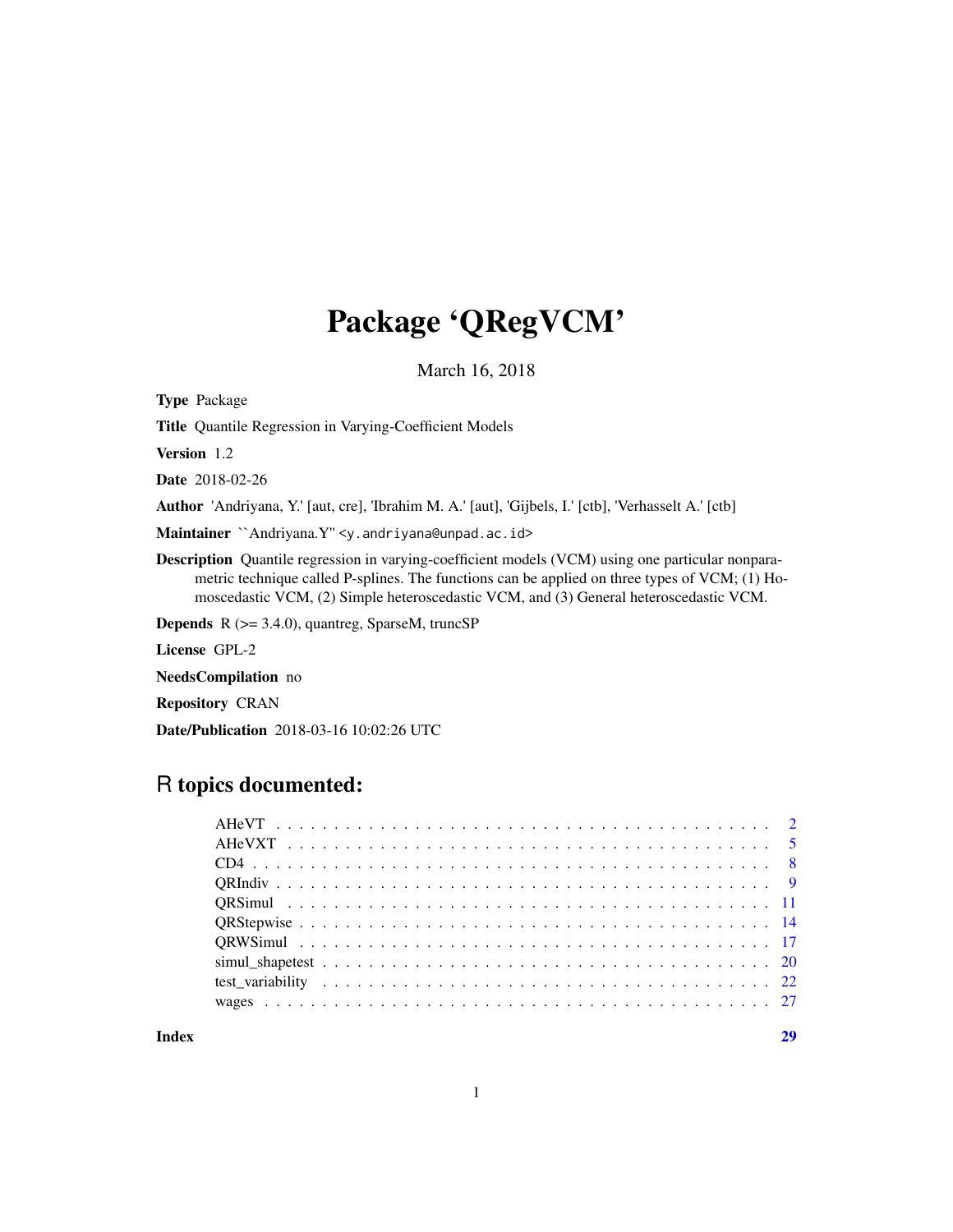# Package 'QRegVCM'

March 16, 2018

**Type** Package

**Title** Quantile Regression in Varying-Coefficient Models

**Version** 1.2

**Date** 2018-02-26

**Author** 'Andriyana, Y.' [aut, cre], 'Ibrahim M. A.' [aut], 'Gijbels, I.' [ctb], 'Verhasselt A.' [ctb]

**Maintainer** ``Andriyana.Y'' <y.andriyana@unpad.ac.id>

**Description** Quantile regression in varying-coefficient models (VCM) using one particular nonparametric technique called P-splines. The functions can be applied on three types of VCM; (1) Homoscedastic VCM, (2) Simple heteroscedastic VCM, and (3) General heteroscedastic VCM.

**Depends** R (>= 3.4.0), quantreg, SparseM, truncSP

**License** GPL-2

**NeedsCompilation** no

**Repository** CRAN

**Date/Publication** 2018-03-16 10:02:26 UTC

## R topics documented:

| | |
|---|---|
| AHeVT | 2 |
| AHeVXT | 5 |
| CD4 | 8 |
| QRIndiv | 9 |
| QRSimul | 11 |
| QRStepwise | 14 |
| QRWSimul | 17 |
| simul_shapetest | 20 |
| test_variability | 22 |
| wages | 27 |
| **Index** | **29** |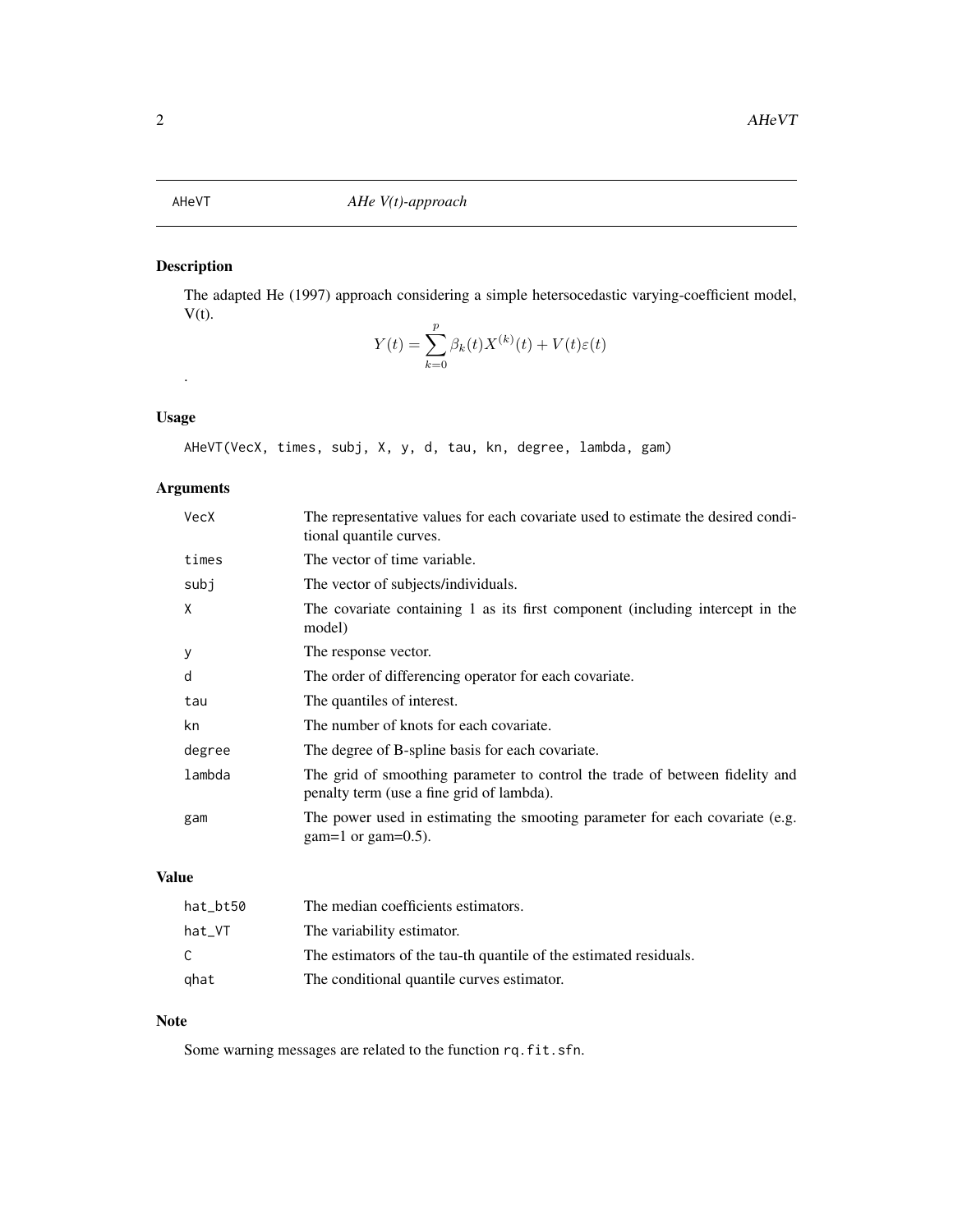# AHeVT — *AHe V(t)-approach*

## Description

The adapted He (1997) approach considering a simple hetersocedastic varying-coefficient model, V(t).

$$Y(t) = \sum_{k=0}^{p} \beta_k(t) X^{(k)}(t) + V(t)\varepsilon(t)$$

.

## Usage

```
AHeVT(VecX, times, subj, X, y, d, tau, kn, degree, lambda, gam)
```

## Arguments

| Argument | Description |
| --- | --- |
| VecX | The representative values for each covariate used to estimate the desired conditional quantile curves. |
| times | The vector of time variable. |
| subj | The vector of subjects/individuals. |
| X | The covariate containing 1 as its first component (including intercept in the model) |
| y | The response vector. |
| d | The order of differencing operator for each covariate. |
| tau | The quantiles of interest. |
| kn | The number of knots for each covariate. |
| degree | The degree of B-spline basis for each covariate. |
| lambda | The grid of smoothing parameter to control the trade of between fidelity and penalty term (use a fine grid of lambda). |
| gam | The power used in estimating the smooting parameter for each covariate (e.g. gam=1 or gam=0.5). |

## Value

| Value | Description |
| --- | --- |
| hat_bt50 | The median coefficients estimators. |
| hat_VT | The variability estimator. |
| C | The estimators of the tau-th quantile of the estimated residuals. |
| qhat | The conditional quantile curves estimator. |

## Note

Some warning messages are related to the function `rq.fit.sfn`.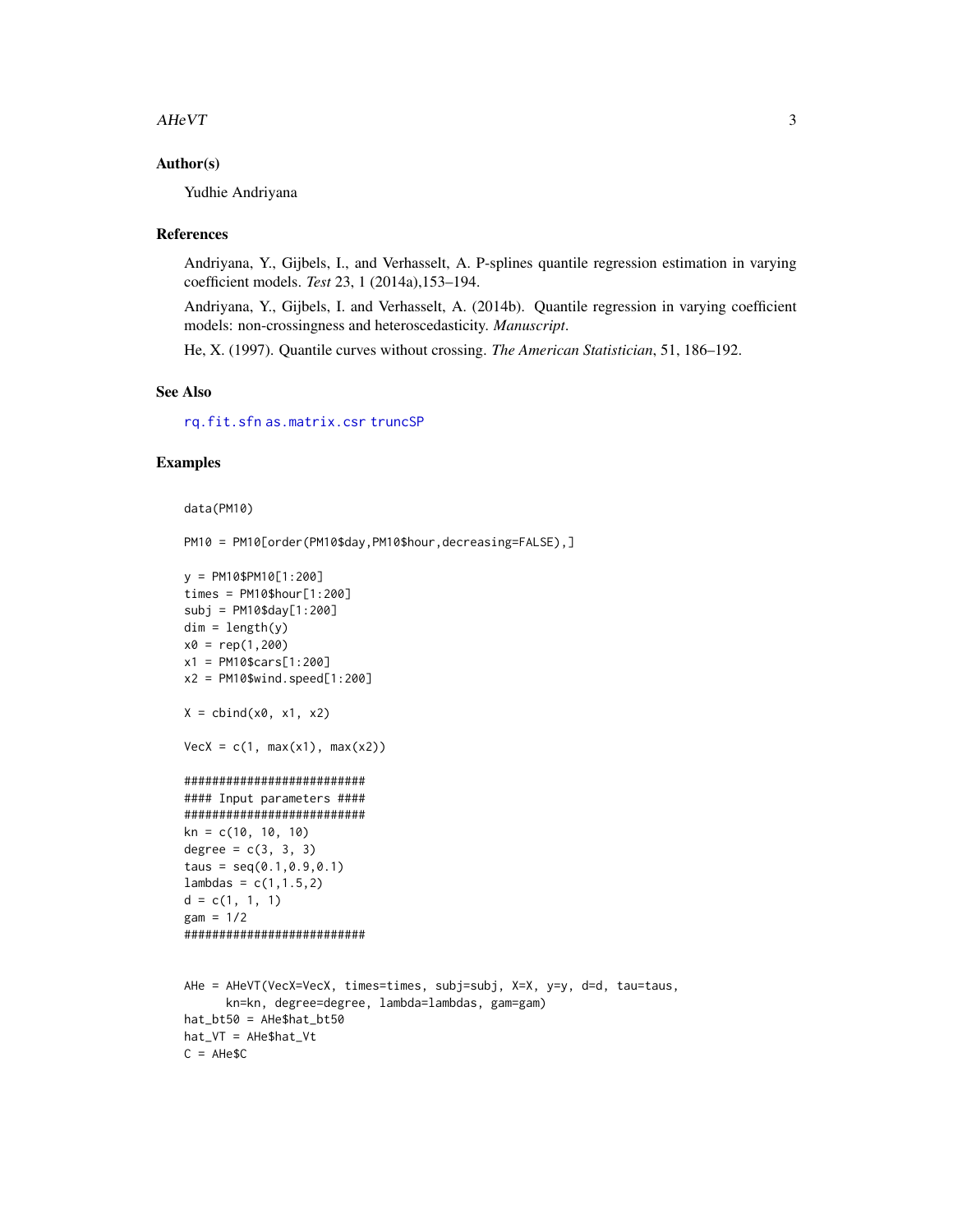## Author(s)

Yudhie Andriyana

## References

Andriyana, Y., Gijbels, I., and Verhasselt, A. P-splines quantile regression estimation in varying coefficient models. *Test* 23, 1 (2014a),153–194.

Andriyana, Y., Gijbels, I. and Verhasselt, A. (2014b). Quantile regression in varying coefficient models: non-crossingness and heteroscedasticity. *Manuscript*.

He, X. (1997). Quantile curves without crossing. *The American Statistician*, 51, 186–192.

## See Also

rq.fit.sfn as.matrix.csr truncSP

## Examples

```
data(PM10)

PM10 = PM10[order(PM10$day,PM10$hour,decreasing=FALSE),]

y = PM10$PM10[1:200]
times = PM10$hour[1:200]
subj = PM10$day[1:200]
dim = length(y)
x0 = rep(1,200)
x1 = PM10$cars[1:200]
x2 = PM10$wind.speed[1:200]

X = cbind(x0, x1, x2)

VecX = c(1, max(x1), max(x2))

##########################
#### Input parameters ####
##########################
kn = c(10, 10, 10)
degree = c(3, 3, 3)
taus = seq(0.1,0.9,0.1)
lambdas = c(1,1.5,2)
d = c(1, 1, 1)
gam = 1/2
##########################


AHe = AHeVT(VecX=VecX, times=times, subj=subj, X=X, y=y, d=d, tau=taus,
      kn=kn, degree=degree, lambda=lambdas, gam=gam)
hat_bt50 = AHe$hat_bt50
hat_VT = AHe$hat_Vt
C = AHe$C
```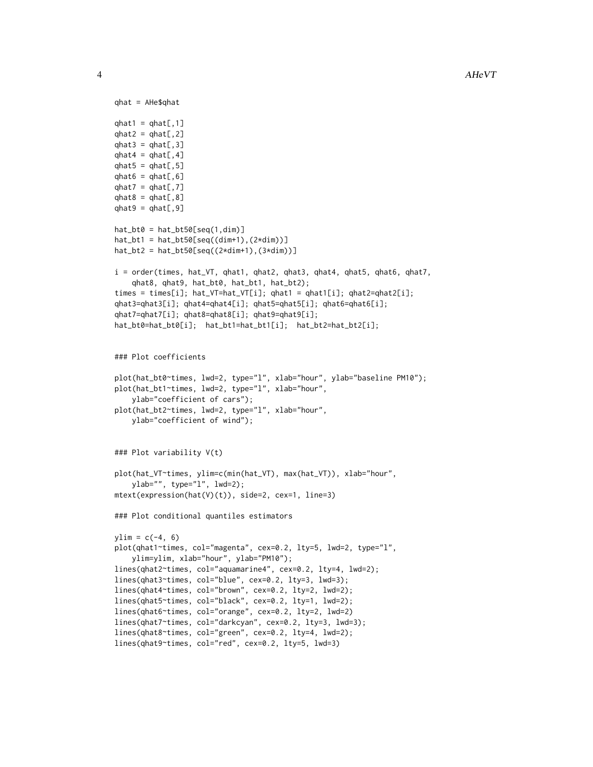```
qhat = AHe$qhat

qhat1 = qhat[,1]
qhat2 = qhat[,2]
qhat3 = qhat[,3]
qhat4 = qhat[,4]
qhat5 = qhat[,5]
qhat6 = qhat[,6]
qhat7 = qhat[,7]
qhat8 = qhat[,8]
qhat9 = qhat[,9]

hat_bt0 = hat_bt50[seq(1,dim)]
hat_bt1 = hat_bt50[seq((dim+1),(2*dim))]
hat_bt2 = hat_bt50[seq((2*dim+1),(3*dim))]

i = order(times, hat_VT, qhat1, qhat2, qhat3, qhat4, qhat5, qhat6, qhat7,
    qhat8, qhat9, hat_bt0, hat_bt1, hat_bt2);
times = times[i]; hat_VT=hat_VT[i]; qhat1 = qhat1[i]; qhat2=qhat2[i];
qhat3=qhat3[i]; qhat4=qhat4[i]; qhat5=qhat5[i]; qhat6=qhat6[i];
qhat7=qhat7[i]; qhat8=qhat8[i]; qhat9=qhat9[i];
hat_bt0=hat_bt0[i];  hat_bt1=hat_bt1[i];  hat_bt2=hat_bt2[i];


### Plot coefficients

plot(hat_bt0~times, lwd=2, type="l", xlab="hour", ylab="baseline PM10");
plot(hat_bt1~times, lwd=2, type="l", xlab="hour",
    ylab="coefficient of cars");
plot(hat_bt2~times, lwd=2, type="l", xlab="hour",
    ylab="coefficient of wind");


### Plot variability V(t)

plot(hat_VT~times, ylim=c(min(hat_VT), max(hat_VT)), xlab="hour",
    ylab="", type="l", lwd=2);
mtext(expression(hat(V)(t)), side=2, cex=1, line=3)

### Plot conditional quantiles estimators

ylim = c(-4, 6)
plot(qhat1~times, col="magenta", cex=0.2, lty=5, lwd=2, type="l",
    ylim=ylim, xlab="hour", ylab="PM10");
lines(qhat2~times, col="aquamarine4", cex=0.2, lty=4, lwd=2);
lines(qhat3~times, col="blue", cex=0.2, lty=3, lwd=3);
lines(qhat4~times, col="brown", cex=0.2, lty=2, lwd=2);
lines(qhat5~times, col="black", cex=0.2, lty=1, lwd=2);
lines(qhat6~times, col="orange", cex=0.2, lty=2, lwd=2)
lines(qhat7~times, col="darkcyan", cex=0.2, lty=3, lwd=3);
lines(qhat8~times, col="green", cex=0.2, lty=4, lwd=2);
lines(qhat9~times, col="red", cex=0.2, lty=5, lwd=3)
```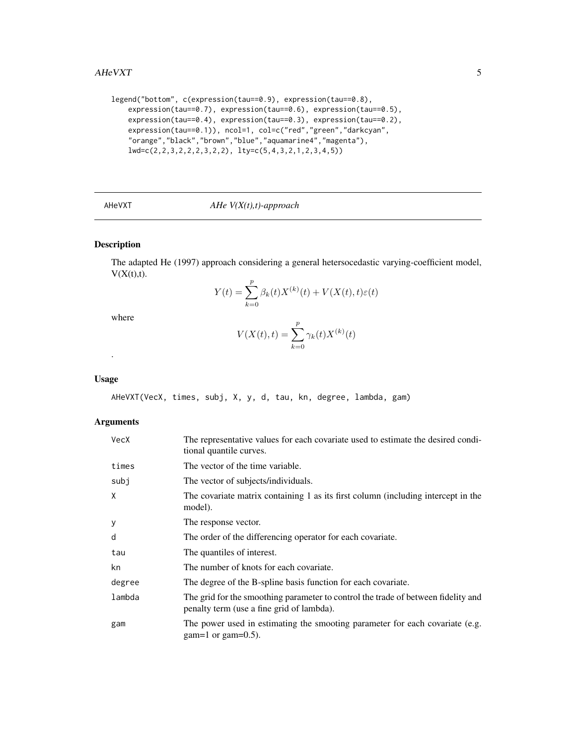```
legend("bottom", c(expression(tau==0.9), expression(tau==0.8),
    expression(tau==0.7), expression(tau==0.6), expression(tau==0.5),
    expression(tau==0.4), expression(tau==0.3), expression(tau==0.2),
    expression(tau==0.1)), ncol=1, col=c("red","green","darkcyan",
    "orange","black","brown","blue","aquamarine4","magenta"),
    lwd=c(2,2,3,2,2,2,3,2,2), lty=c(5,4,3,2,1,2,3,4,5))
```

---

## AHeVXT — *AHe V(X(t),t)-approach*

### Description

The adapted He (1997) approach considering a general hetersocedastic varying-coefficient model, V(X(t),t).

$$Y(t) = \sum_{k=0}^{p} \beta_k(t) X^{(k)}(t) + V(X(t), t)\varepsilon(t)$$

where

$$V(X(t), t) = \sum_{k=0}^{p} \gamma_k(t) X^{(k)}(t)$$

.

### Usage

```
AHeVXT(VecX, times, subj, X, y, d, tau, kn, degree, lambda, gam)
```

### Arguments

| | |
|---|---|
| VecX | The representative values for each covariate used to estimate the desired conditional quantile curves. |
| times | The vector of the time variable. |
| subj | The vector of subjects/individuals. |
| X | The covariate matrix containing 1 as its first column (including intercept in the model). |
| y | The response vector. |
| d | The order of the differencing operator for each covariate. |
| tau | The quantiles of interest. |
| kn | The number of knots for each covariate. |
| degree | The degree of the B-spline basis function for each covariate. |
| lambda | The grid for the smoothing parameter to control the trade of between fidelity and penalty term (use a fine grid of lambda). |
| gam | The power used in estimating the smooting parameter for each covariate (e.g. gam=1 or gam=0.5). |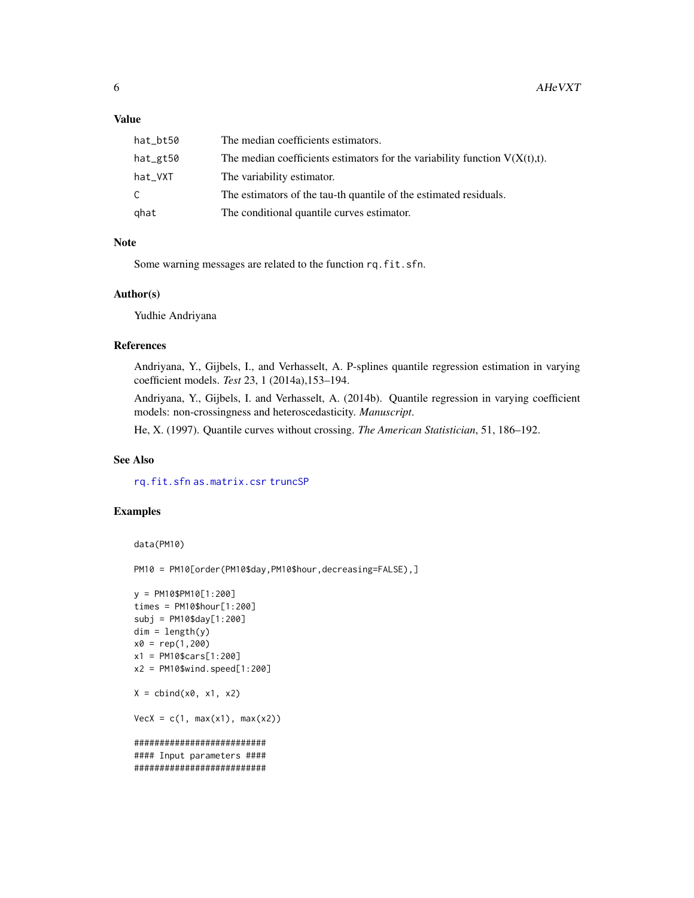## Value

| | |
|---|---|
| hat_bt50 | The median coefficients estimators. |
| hat_gt50 | The median coefficients estimators for the variability function V(X(t),t). |
| hat_VXT | The variability estimator. |
| C | The estimators of the tau-th quantile of the estimated residuals. |
| qhat | The conditional quantile curves estimator. |

## Note

Some warning messages are related to the function `rq.fit.sfn`.

## Author(s)

Yudhie Andriyana

## References

Andriyana, Y., Gijbels, I., and Verhasselt, A. P-splines quantile regression estimation in varying coefficient models. *Test* 23, 1 (2014a),153–194.

Andriyana, Y., Gijbels, I. and Verhasselt, A. (2014b). Quantile regression in varying coefficient models: non-crossingness and heteroscedasticity. *Manuscript*.

He, X. (1997). Quantile curves without crossing. *The American Statistician*, 51, 186–192.

## See Also

`rq.fit.sfn` `as.matrix.csr` `truncSP`

## Examples

```
data(PM10)

PM10 = PM10[order(PM10$day,PM10$hour,decreasing=FALSE),]

y = PM10$PM10[1:200]
times = PM10$hour[1:200]
subj = PM10$day[1:200]
dim = length(y)
x0 = rep(1,200)
x1 = PM10$cars[1:200]
x2 = PM10$wind.speed[1:200]

X = cbind(x0, x1, x2)

VecX = c(1, max(x1), max(x2))

##########################
#### Input parameters ####
##########################
```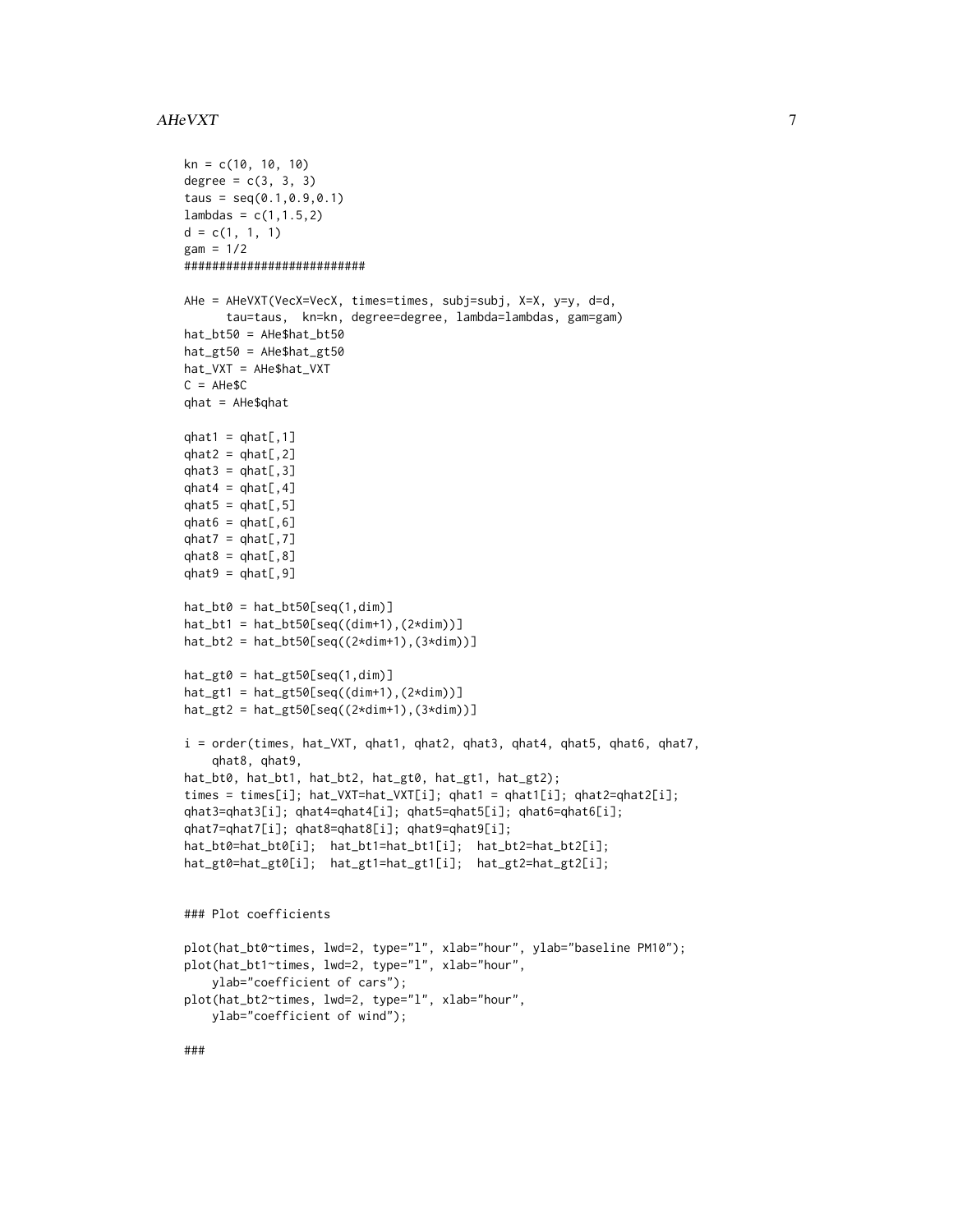```
kn = c(10, 10, 10)
degree = c(3, 3, 3)
taus = seq(0.1,0.9,0.1)
lambdas = c(1,1.5,2)
d = c(1, 1, 1)
gam = 1/2
#########################

AHe = AHeVXT(VecX=VecX, times=times, subj=subj, X=X, y=y, d=d,
      tau=taus,  kn=kn, degree=degree, lambda=lambdas, gam=gam)
hat_bt50 = AHe$hat_bt50
hat_gt50 = AHe$hat_gt50
hat_VXT = AHe$hat_VXT
C = AHe$C
qhat = AHe$qhat

qhat1 = qhat[,1]
qhat2 = qhat[,2]
qhat3 = qhat[,3]
qhat4 = qhat[,4]
qhat5 = qhat[,5]
qhat6 = qhat[,6]
qhat7 = qhat[,7]
qhat8 = qhat[,8]
qhat9 = qhat[,9]

hat_bt0 = hat_bt50[seq(1,dim)]
hat_bt1 = hat_bt50[seq((dim+1),(2*dim))]
hat_bt2 = hat_bt50[seq((2*dim+1),(3*dim))]

hat_gt0 = hat_gt50[seq(1,dim)]
hat_gt1 = hat_gt50[seq((dim+1),(2*dim))]
hat_gt2 = hat_gt50[seq((2*dim+1),(3*dim))]

i = order(times, hat_VXT, qhat1, qhat2, qhat3, qhat4, qhat5, qhat6, qhat7,
    qhat8, qhat9,
hat_bt0, hat_bt1, hat_bt2, hat_gt0, hat_gt1, hat_gt2);
times = times[i]; hat_VXT=hat_VXT[i]; qhat1 = qhat1[i]; qhat2=qhat2[i];
qhat3=qhat3[i]; qhat4=qhat4[i]; qhat5=qhat5[i]; qhat6=qhat6[i];
qhat7=qhat7[i]; qhat8=qhat8[i]; qhat9=qhat9[i];
hat_bt0=hat_bt0[i];  hat_bt1=hat_bt1[i];  hat_bt2=hat_bt2[i];
hat_gt0=hat_gt0[i];  hat_gt1=hat_gt1[i];  hat_gt2=hat_gt2[i];


### Plot coefficients

plot(hat_bt0~times, lwd=2, type="l", xlab="hour", ylab="baseline PM10");
plot(hat_bt1~times, lwd=2, type="l", xlab="hour",
    ylab="coefficient of cars");
plot(hat_bt2~times, lwd=2, type="l", xlab="hour",
    ylab="coefficient of wind");

###
```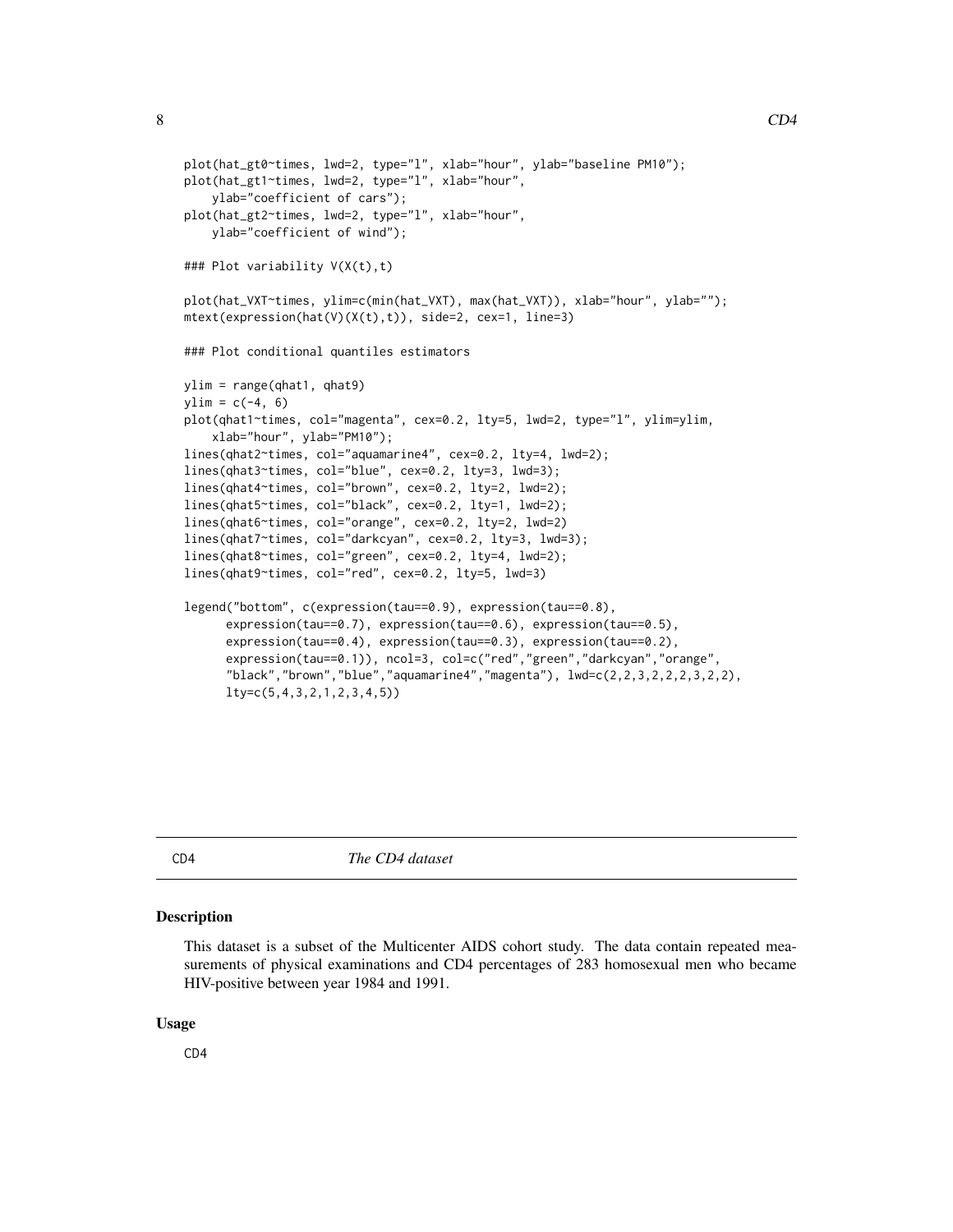```
plot(hat_gt0~times, lwd=2, type="l", xlab="hour", ylab="baseline PM10");
plot(hat_gt1~times, lwd=2, type="l", xlab="hour",
    ylab="coefficient of cars");
plot(hat_gt2~times, lwd=2, type="l", xlab="hour",
    ylab="coefficient of wind");

### Plot variability V(X(t),t)

plot(hat_VXT~times, ylim=c(min(hat_VXT), max(hat_VXT)), xlab="hour", ylab="");
mtext(expression(hat(V)(X(t),t)), side=2, cex=1, line=3)

### Plot conditional quantiles estimators

ylim = range(qhat1, qhat9)
ylim = c(-4, 6)
plot(qhat1~times, col="magenta", cex=0.2, lty=5, lwd=2, type="l", ylim=ylim,
    xlab="hour", ylab="PM10");
lines(qhat2~times, col="aquamarine4", cex=0.2, lty=4, lwd=2);
lines(qhat3~times, col="blue", cex=0.2, lty=3, lwd=3);
lines(qhat4~times, col="brown", cex=0.2, lty=2, lwd=2);
lines(qhat5~times, col="black", cex=0.2, lty=1, lwd=2);
lines(qhat6~times, col="orange", cex=0.2, lty=2, lwd=2)
lines(qhat7~times, col="darkcyan", cex=0.2, lty=3, lwd=3);
lines(qhat8~times, col="green", cex=0.2, lty=4, lwd=2);
lines(qhat9~times, col="red", cex=0.2, lty=5, lwd=3)

legend("bottom", c(expression(tau==0.9), expression(tau==0.8),
      expression(tau==0.7), expression(tau==0.6), expression(tau==0.5),
      expression(tau==0.4), expression(tau==0.3), expression(tau==0.2),
      expression(tau==0.1)), ncol=3, col=c("red","green","darkcyan","orange",
      "black","brown","blue","aquamarine4","magenta"), lwd=c(2,2,3,2,2,2,3,2,2),
      lty=c(5,4,3,2,1,2,3,4,5))
```

---

CD4 — *The CD4 dataset*

## Description

This dataset is a subset of the Multicenter AIDS cohort study. The data contain repeated measurements of physical examinations and CD4 percentages of 283 homosexual men who became HIV-positive between year 1984 and 1991.

## Usage

```
CD4
```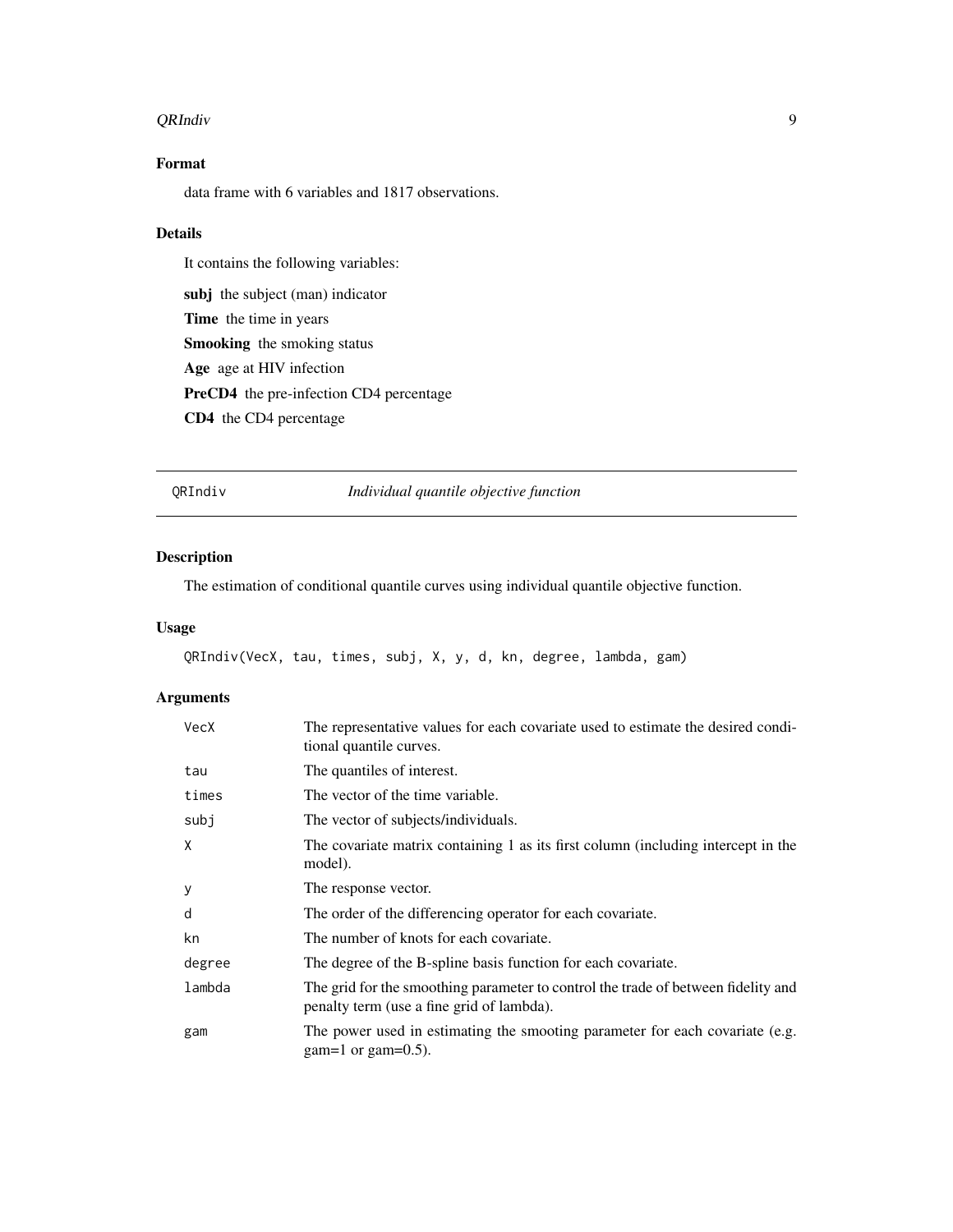## Format

data frame with 6 variables and 1817 observations.

## Details

It contains the following variables:

**subj** the subject (man) indicator

**Time** the time in years

**Smooking** the smoking status

**Age** age at HIV infection

**PreCD4** the pre-infection CD4 percentage

**CD4** the CD4 percentage

---

# QRIndiv — *Individual quantile objective function*

---

## Description

The estimation of conditional quantile curves using individual quantile objective function.

## Usage

```
QRIndiv(VecX, tau, times, subj, X, y, d, kn, degree, lambda, gam)
```

## Arguments

| Argument | Description |
|---|---|
| VecX | The representative values for each covariate used to estimate the desired conditional quantile curves. |
| tau | The quantiles of interest. |
| times | The vector of the time variable. |
| subj | The vector of subjects/individuals. |
| X | The covariate matrix containing 1 as its first column (including intercept in the model). |
| y | The response vector. |
| d | The order of the differencing operator for each covariate. |
| kn | The number of knots for each covariate. |
| degree | The degree of the B-spline basis function for each covariate. |
| lambda | The grid for the smoothing parameter to control the trade of between fidelity and penalty term (use a fine grid of lambda). |
| gam | The power used in estimating the smooting parameter for each covariate (e.g. gam=1 or gam=0.5). |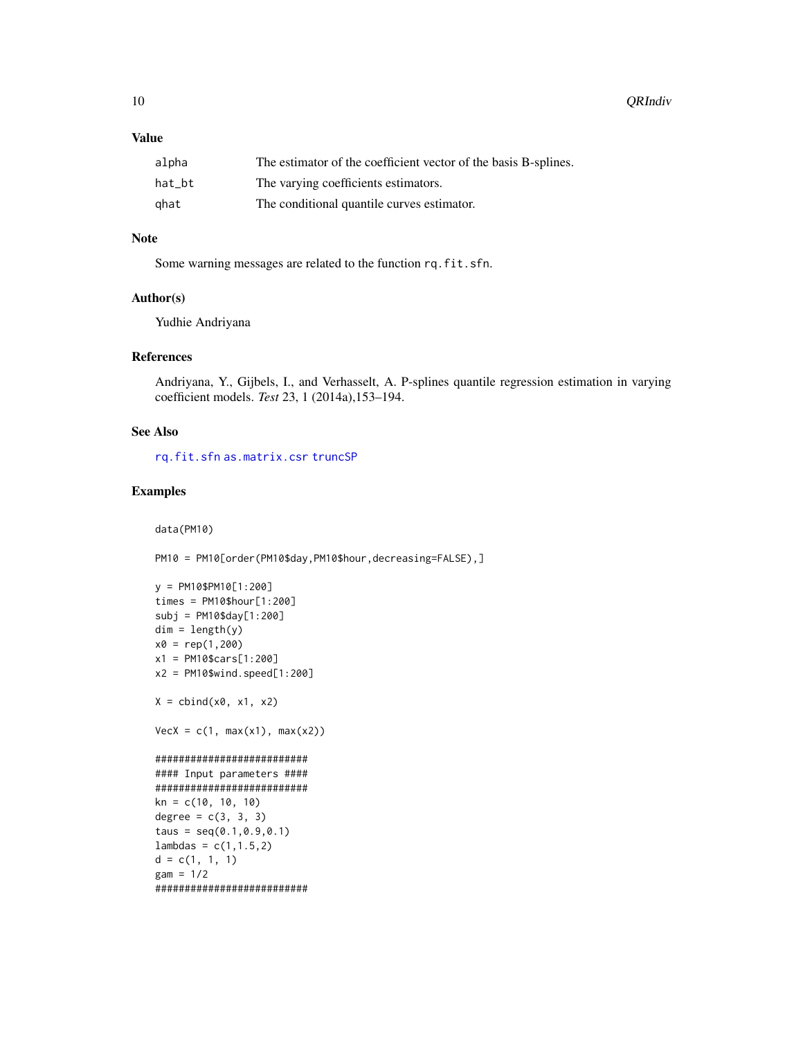## Value

| | |
|---|---|
| alpha | The estimator of the coefficient vector of the basis B-splines. |
| hat_bt | The varying coefficients estimators. |
| qhat | The conditional quantile curves estimator. |

## Note

Some warning messages are related to the function `rq.fit.sfn`.

## Author(s)

Yudhie Andriyana

## References

Andriyana, Y., Gijbels, I., and Verhasselt, A. P-splines quantile regression estimation in varying coefficient models. *Test* 23, 1 (2014a),153–194.

## See Also

`rq.fit.sfn` `as.matrix.csr` `truncSP`

## Examples

```
data(PM10)

PM10 = PM10[order(PM10$day,PM10$hour,decreasing=FALSE),]

y = PM10$PM10[1:200]
times = PM10$hour[1:200]
subj = PM10$day[1:200]
dim = length(y)
x0 = rep(1,200)
x1 = PM10$cars[1:200]
x2 = PM10$wind.speed[1:200]

X = cbind(x0, x1, x2)

VecX = c(1, max(x1), max(x2))

##########################
#### Input parameters ####
##########################
kn = c(10, 10, 10)
degree = c(3, 3, 3)
taus = seq(0.1,0.9,0.1)
lambdas = c(1,1.5,2)
d = c(1, 1, 1)
gam = 1/2
##########################
```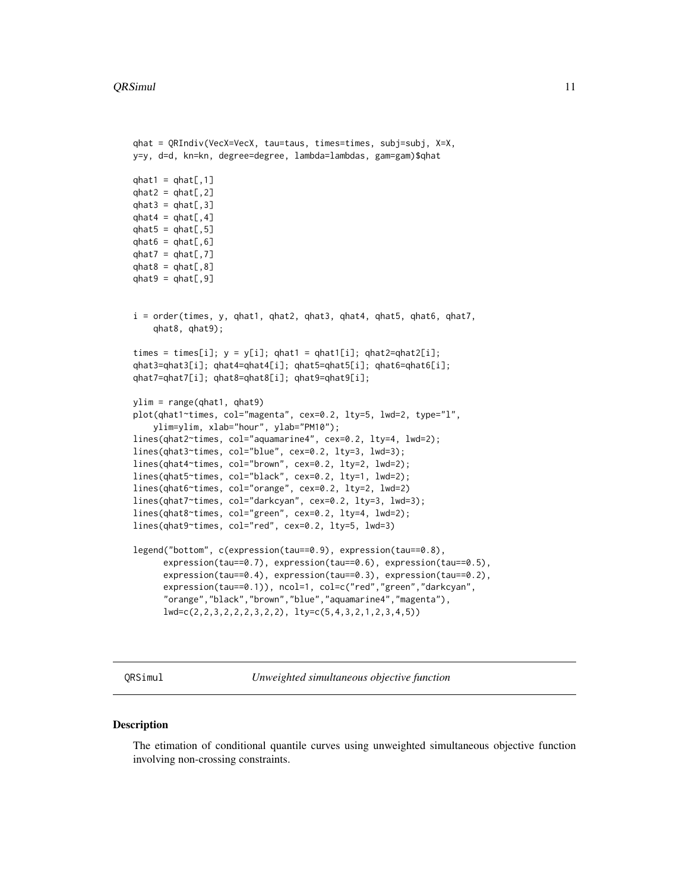```
qhat = QRIndiv(VecX=VecX, tau=taus, times=times, subj=subj, X=X,
y=y, d=d, kn=kn, degree=degree, lambda=lambdas, gam=gam)$qhat

qhat1 = qhat[,1]
qhat2 = qhat[,2]
qhat3 = qhat[,3]
qhat4 = qhat[,4]
qhat5 = qhat[,5]
qhat6 = qhat[,6]
qhat7 = qhat[,7]
qhat8 = qhat[,8]
qhat9 = qhat[,9]


i = order(times, y, qhat1, qhat2, qhat3, qhat4, qhat5, qhat6, qhat7,
    qhat8, qhat9);

times = times[i]; y = y[i]; qhat1 = qhat1[i]; qhat2=qhat2[i];
qhat3=qhat3[i]; qhat4=qhat4[i]; qhat5=qhat5[i]; qhat6=qhat6[i];
qhat7=qhat7[i]; qhat8=qhat8[i]; qhat9=qhat9[i];

ylim = range(qhat1, qhat9)
plot(qhat1~times, col="magenta", cex=0.2, lty=5, lwd=2, type="l",
    ylim=ylim, xlab="hour", ylab="PM10");
lines(qhat2~times, col="aquamarine4", cex=0.2, lty=4, lwd=2);
lines(qhat3~times, col="blue", cex=0.2, lty=3, lwd=3);
lines(qhat4~times, col="brown", cex=0.2, lty=2, lwd=2);
lines(qhat5~times, col="black", cex=0.2, lty=1, lwd=2);
lines(qhat6~times, col="orange", cex=0.2, lty=2, lwd=2)
lines(qhat7~times, col="darkcyan", cex=0.2, lty=3, lwd=3);
lines(qhat8~times, col="green", cex=0.2, lty=4, lwd=2);
lines(qhat9~times, col="red", cex=0.2, lty=5, lwd=3)

legend("bottom", c(expression(tau==0.9), expression(tau==0.8),
      expression(tau==0.7), expression(tau==0.6), expression(tau==0.5),
      expression(tau==0.4), expression(tau==0.3), expression(tau==0.2),
      expression(tau==0.1)), ncol=1, col=c("red","green","darkcyan",
      "orange","black","brown","blue","aquamarine4","magenta"),
      lwd=c(2,2,3,2,2,2,3,2,2), lty=c(5,4,3,2,1,2,3,4,5))
```

---

## QRSimul — *Unweighted simultaneous objective function*

---

### Description

The etimation of conditional quantile curves using unweighted simultaneous objective function involving non-crossing constraints.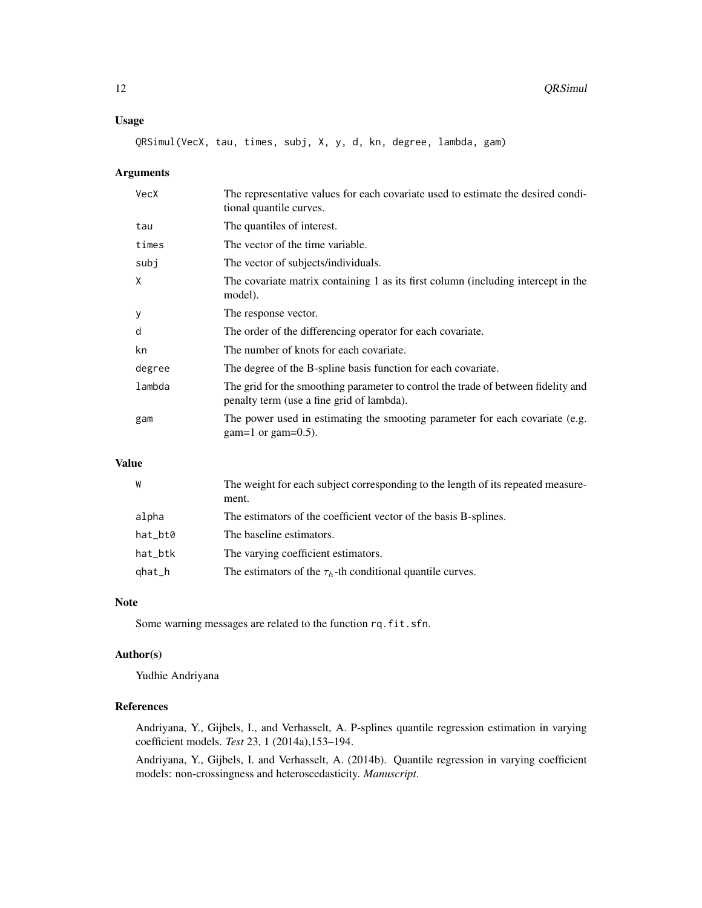## Usage

```
QRSimul(VecX, tau, times, subj, X, y, d, kn, degree, lambda, gam)
```

## Arguments

| | |
|---|---|
| VecX | The representative values for each covariate used to estimate the desired conditional quantile curves. |
| tau | The quantiles of interest. |
| times | The vector of the time variable. |
| subj | The vector of subjects/individuals. |
| X | The covariate matrix containing 1 as its first column (including intercept in the model). |
| y | The response vector. |
| d | The order of the differencing operator for each covariate. |
| kn | The number of knots for each covariate. |
| degree | The degree of the B-spline basis function for each covariate. |
| lambda | The grid for the smoothing parameter to control the trade of between fidelity and penalty term (use a fine grid of lambda). |
| gam | The power used in estimating the smooting parameter for each covariate (e.g. gam=1 or gam=0.5). |

## Value

| | |
|---|---|
| W | The weight for each subject corresponding to the length of its repeated measurement. |
| alpha | The estimators of the coefficient vector of the basis B-splines. |
| hat_bt0 | The baseline estimators. |
| hat_btk | The varying coefficient estimators. |
| qhat_h | The estimators of the $\tau_h$-th conditional quantile curves. |

## Note

Some warning messages are related to the function `rq.fit.sfn`.

## Author(s)

Yudhie Andriyana

## References

Andriyana, Y., Gijbels, I., and Verhasselt, A. P-splines quantile regression estimation in varying coefficient models. *Test* 23, 1 (2014a),153–194.

Andriyana, Y., Gijbels, I. and Verhasselt, A. (2014b). Quantile regression in varying coefficient models: non-crossingness and heteroscedasticity. *Manuscript*.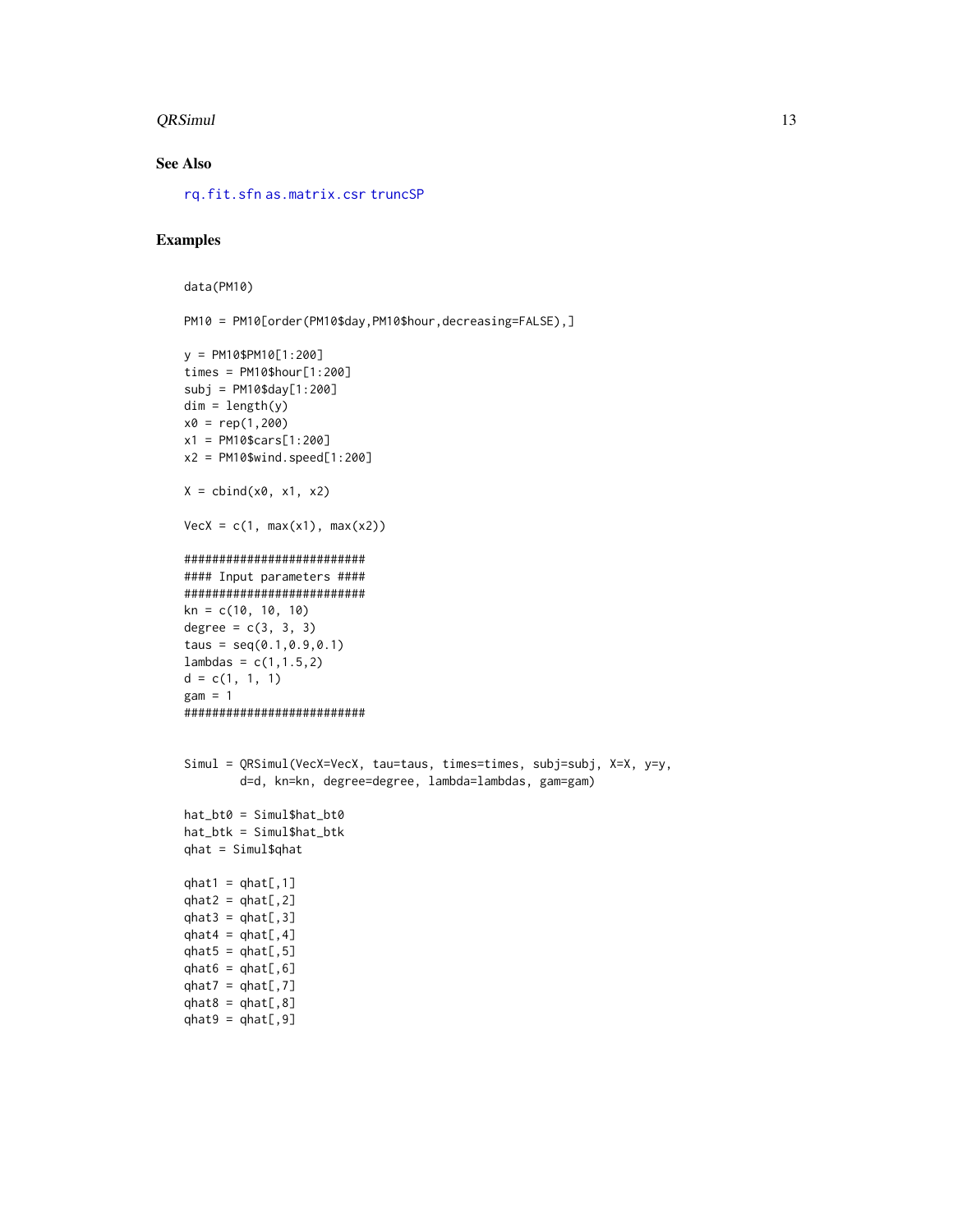## See Also

rq.fit.sfn as.matrix.csr truncSP

## Examples

```
data(PM10)

PM10 = PM10[order(PM10$day,PM10$hour,decreasing=FALSE),]

y = PM10$PM10[1:200]
times = PM10$hour[1:200]
subj = PM10$day[1:200]
dim = length(y)
x0 = rep(1,200)
x1 = PM10$cars[1:200]
x2 = PM10$wind.speed[1:200]

X = cbind(x0, x1, x2)

VecX = c(1, max(x1), max(x2))

##########################
#### Input parameters ####
##########################
kn = c(10, 10, 10)
degree = c(3, 3, 3)
taus = seq(0.1,0.9,0.1)
lambdas = c(1,1.5,2)
d = c(1, 1, 1)
gam = 1
##########################


Simul = QRSimul(VecX=VecX, tau=taus, times=times, subj=subj, X=X, y=y,
        d=d, kn=kn, degree=degree, lambda=lambdas, gam=gam)

hat_bt0 = Simul$hat_bt0
hat_btk = Simul$hat_btk
qhat = Simul$qhat

qhat1 = qhat[,1]
qhat2 = qhat[,2]
qhat3 = qhat[,3]
qhat4 = qhat[,4]
qhat5 = qhat[,5]
qhat6 = qhat[,6]
qhat7 = qhat[,7]
qhat8 = qhat[,8]
qhat9 = qhat[,9]
```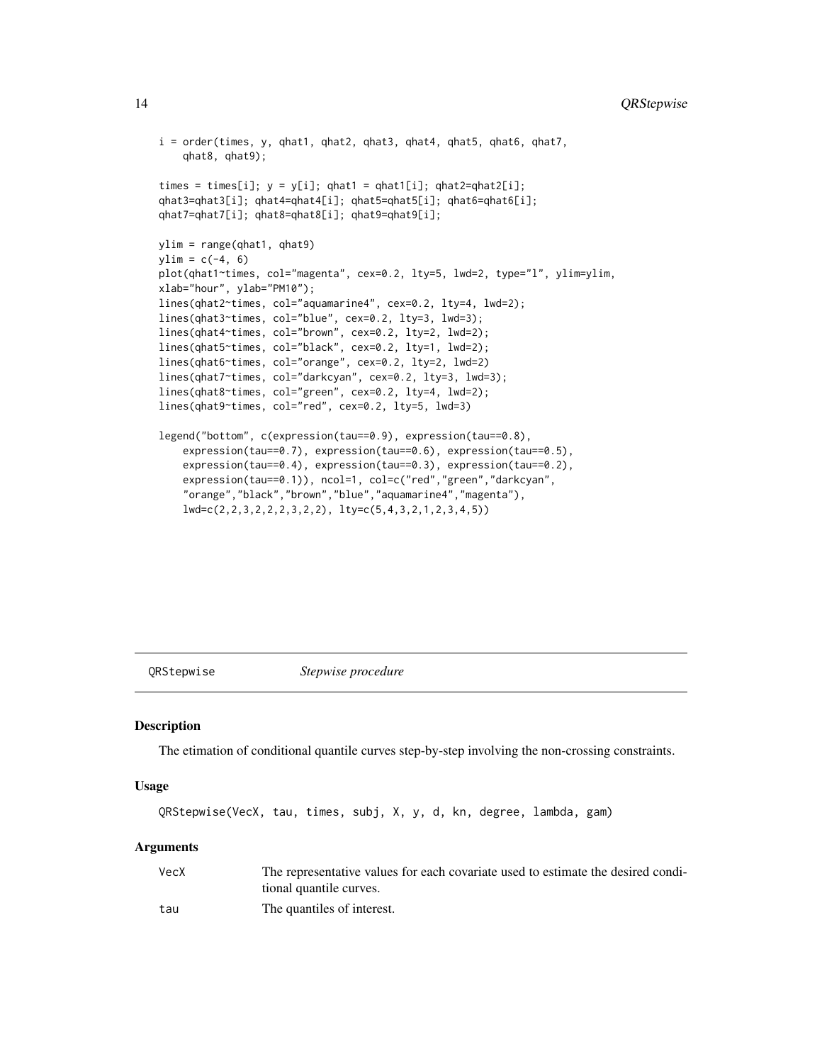```
i = order(times, y, qhat1, qhat2, qhat3, qhat4, qhat5, qhat6, qhat7,
    qhat8, qhat9);

times = times[i]; y = y[i]; qhat1 = qhat1[i]; qhat2=qhat2[i];
qhat3=qhat3[i]; qhat4=qhat4[i]; qhat5=qhat5[i]; qhat6=qhat6[i];
qhat7=qhat7[i]; qhat8=qhat8[i]; qhat9=qhat9[i];

ylim = range(qhat1, qhat9)
ylim = c(-4, 6)
plot(qhat1~times, col="magenta", cex=0.2, lty=5, lwd=2, type="l", ylim=ylim,
xlab="hour", ylab="PM10");
lines(qhat2~times, col="aquamarine4", cex=0.2, lty=4, lwd=2);
lines(qhat3~times, col="blue", cex=0.2, lty=3, lwd=3);
lines(qhat4~times, col="brown", cex=0.2, lty=2, lwd=2);
lines(qhat5~times, col="black", cex=0.2, lty=1, lwd=2);
lines(qhat6~times, col="orange", cex=0.2, lty=2, lwd=2)
lines(qhat7~times, col="darkcyan", cex=0.2, lty=3, lwd=3);
lines(qhat8~times, col="green", cex=0.2, lty=4, lwd=2);
lines(qhat9~times, col="red", cex=0.2, lty=5, lwd=3)

legend("bottom", c(expression(tau==0.9), expression(tau==0.8),
    expression(tau==0.7), expression(tau==0.6), expression(tau==0.5),
    expression(tau==0.4), expression(tau==0.3), expression(tau==0.2),
    expression(tau==0.1)), ncol=1, col=c("red","green","darkcyan",
    "orange","black","brown","blue","aquamarine4","magenta"),
    lwd=c(2,2,3,2,2,2,3,2,2), lty=c(5,4,3,2,1,2,3,4,5))
```

## QRStepwise *Stepwise procedure*

### Description

The etimation of conditional quantile curves step-by-step involving the non-crossing constraints.

### Usage

```
QRStepwise(VecX, tau, times, subj, X, y, d, kn, degree, lambda, gam)
```

### Arguments

| | |
|---|---|
| VecX | The representative values for each covariate used to estimate the desired conditional quantile curves. |
| tau | The quantiles of interest. |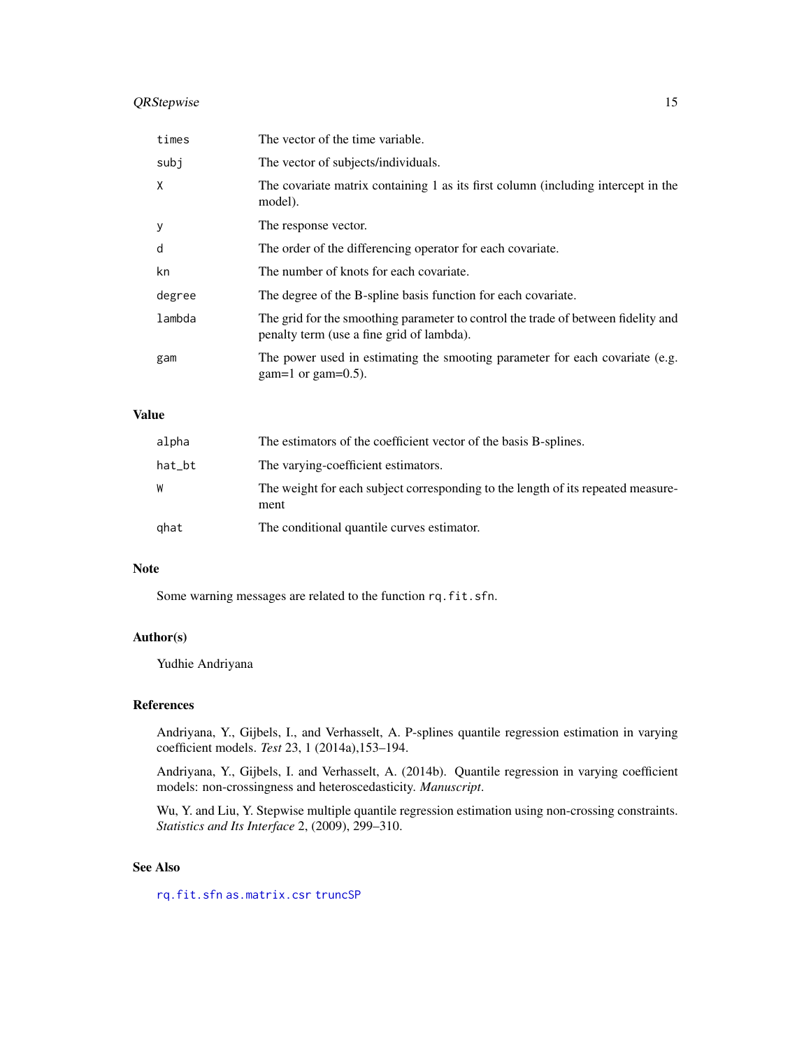| | |
|---|---|
| `times` | The vector of the time variable. |
| `subj` | The vector of subjects/individuals. |
| `X` | The covariate matrix containing 1 as its first column (including intercept in the model). |
| `y` | The response vector. |
| `d` | The order of the differencing operator for each covariate. |
| `kn` | The number of knots for each covariate. |
| `degree` | The degree of the B-spline basis function for each covariate. |
| `lambda` | The grid for the smoothing parameter to control the trade of between fidelity and penalty term (use a fine grid of lambda). |
| `gam` | The power used in estimating the smooting parameter for each covariate (e.g. gam=1 or gam=0.5). |

## Value

| | |
|---|---|
| `alpha` | The estimators of the coefficient vector of the basis B-splines. |
| `hat_bt` | The varying-coefficient estimators. |
| `W` | The weight for each subject corresponding to the length of its repeated measurement |
| `qhat` | The conditional quantile curves estimator. |

## Note

Some warning messages are related to the function `rq.fit.sfn`.

## Author(s)

Yudhie Andriyana

## References

Andriyana, Y., Gijbels, I., and Verhasselt, A. P-splines quantile regression estimation in varying coefficient models. *Test* 23, 1 (2014a),153–194.

Andriyana, Y., Gijbels, I. and Verhasselt, A. (2014b). Quantile regression in varying coefficient models: non-crossingness and heteroscedasticity. *Manuscript*.

Wu, Y. and Liu, Y. Stepwise multiple quantile regression estimation using non-crossing constraints. *Statistics and Its Interface* 2, (2009), 299–310.

## See Also

`rq.fit.sfn` `as.matrix.csr` `truncSP`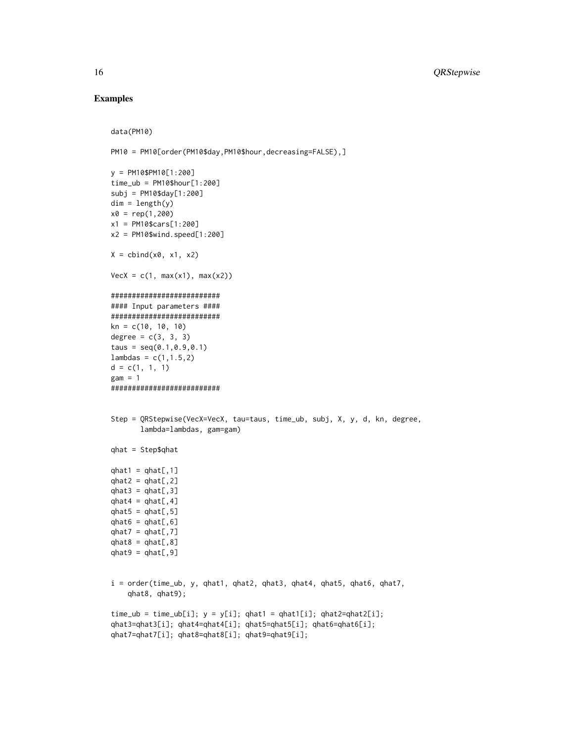## Examples

```
data(PM10)

PM10 = PM10[order(PM10$day,PM10$hour,decreasing=FALSE),]

y = PM10$PM10[1:200]
time_ub = PM10$hour[1:200]
subj = PM10$day[1:200]
dim = length(y)
x0 = rep(1,200)
x1 = PM10$cars[1:200]
x2 = PM10$wind.speed[1:200]

X = cbind(x0, x1, x2)

VecX = c(1, max(x1), max(x2))

##########################
#### Input parameters ####
##########################
kn = c(10, 10, 10)
degree = c(3, 3, 3)
taus = seq(0.1,0.9,0.1)
lambdas = c(1,1.5,2)
d = c(1, 1, 1)
gam = 1
##########################


Step = QRStepwise(VecX=VecX, tau=taus, time_ub, subj, X, y, d, kn, degree,
       lambda=lambdas, gam=gam)

qhat = Step$qhat

qhat1 = qhat[,1]
qhat2 = qhat[,2]
qhat3 = qhat[,3]
qhat4 = qhat[,4]
qhat5 = qhat[,5]
qhat6 = qhat[,6]
qhat7 = qhat[,7]
qhat8 = qhat[,8]
qhat9 = qhat[,9]


i = order(time_ub, y, qhat1, qhat2, qhat3, qhat4, qhat5, qhat6, qhat7,
    qhat8, qhat9);

time_ub = time_ub[i]; y = y[i]; qhat1 = qhat1[i]; qhat2=qhat2[i];
qhat3=qhat3[i]; qhat4=qhat4[i]; qhat5=qhat5[i]; qhat6=qhat6[i];
qhat7=qhat7[i]; qhat8=qhat8[i]; qhat9=qhat9[i];
```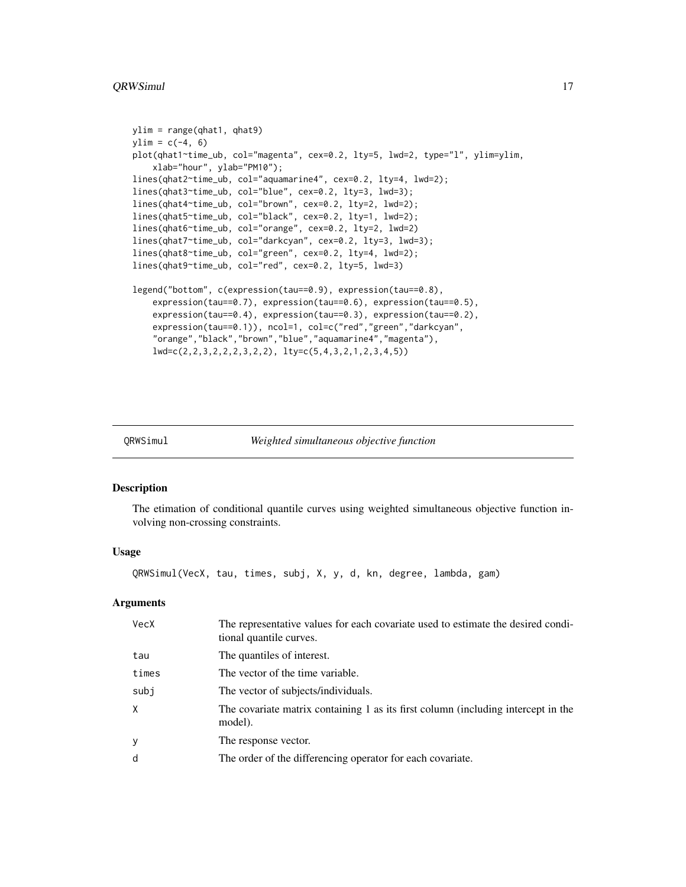```
ylim = range(qhat1, qhat9)
ylim = c(-4, 6)
plot(qhat1~time_ub, col="magenta", cex=0.2, lty=5, lwd=2, type="l", ylim=ylim,
    xlab="hour", ylab="PM10");
lines(qhat2~time_ub, col="aquamarine4", cex=0.2, lty=4, lwd=2);
lines(qhat3~time_ub, col="blue", cex=0.2, lty=3, lwd=3);
lines(qhat4~time_ub, col="brown", cex=0.2, lty=2, lwd=2);
lines(qhat5~time_ub, col="black", cex=0.2, lty=1, lwd=2);
lines(qhat6~time_ub, col="orange", cex=0.2, lty=2, lwd=2)
lines(qhat7~time_ub, col="darkcyan", cex=0.2, lty=3, lwd=3);
lines(qhat8~time_ub, col="green", cex=0.2, lty=4, lwd=2);
lines(qhat9~time_ub, col="red", cex=0.2, lty=5, lwd=3)

legend("bottom", c(expression(tau==0.9), expression(tau==0.8),
    expression(tau==0.7), expression(tau==0.6), expression(tau==0.5),
    expression(tau==0.4), expression(tau==0.3), expression(tau==0.2),
    expression(tau==0.1)), ncol=1, col=c("red","green","darkcyan",
    "orange","black","brown","blue","aquamarine4","magenta"),
    lwd=c(2,2,3,2,2,2,3,2,2), lty=c(5,4,3,2,1,2,3,4,5))
```

---

## QRWSimul — *Weighted simultaneous objective function*

### Description

The etimation of conditional quantile curves using weighted simultaneous objective function involving non-crossing constraints.

### Usage

```
QRWSimul(VecX, tau, times, subj, X, y, d, kn, degree, lambda, gam)
```

### Arguments

| | |
|---|---|
| VecX | The representative values for each covariate used to estimate the desired conditional quantile curves. |
| tau | The quantiles of interest. |
| times | The vector of the time variable. |
| subj | The vector of subjects/individuals. |
| X | The covariate matrix containing 1 as its first column (including intercept in the model). |
| y | The response vector. |
| d | The order of the differencing operator for each covariate. |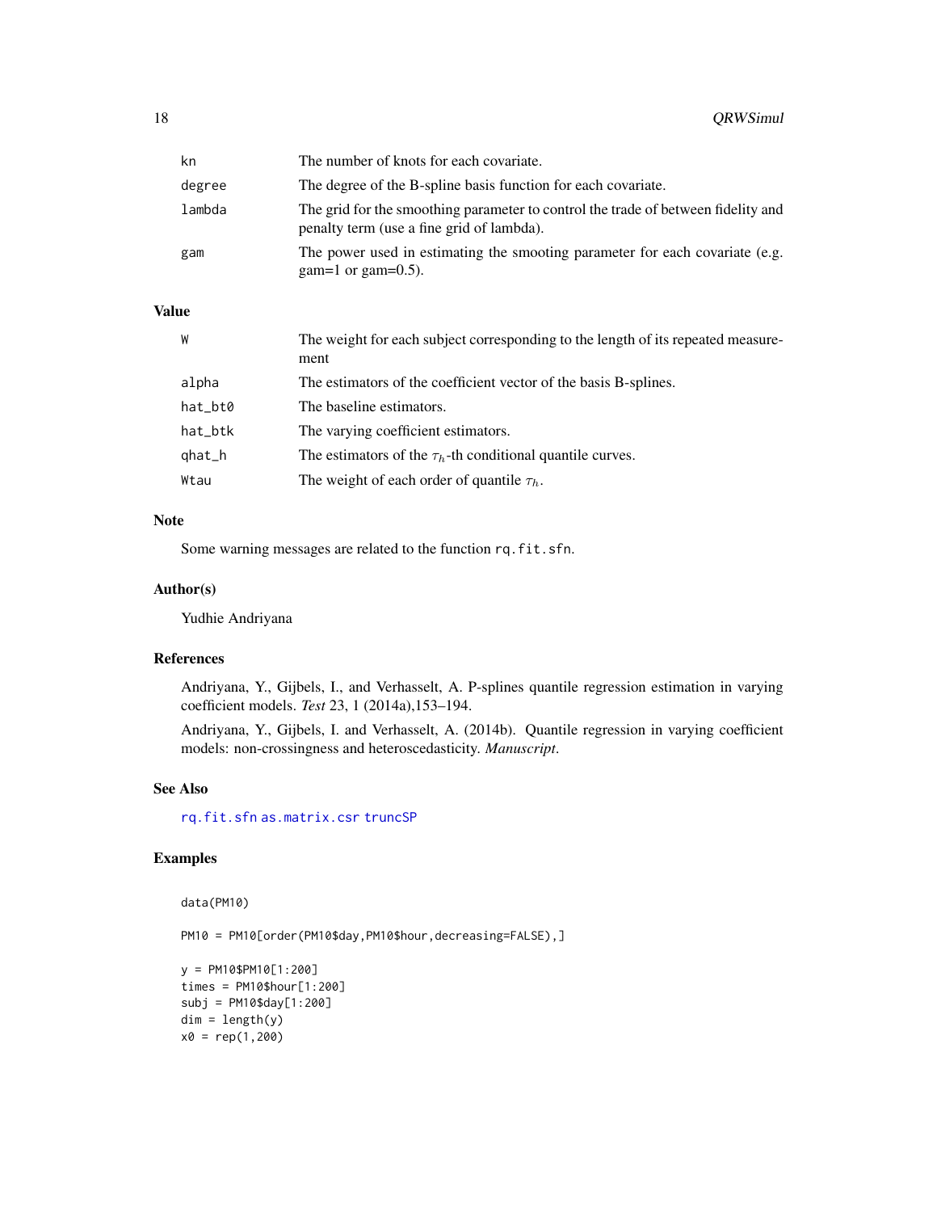| | |
|---|---|
| kn | The number of knots for each covariate. |
| degree | The degree of the B-spline basis function for each covariate. |
| lambda | The grid for the smoothing parameter to control the trade of between fidelity and penalty term (use a fine grid of lambda). |
| gam | The power used in estimating the smooting parameter for each covariate (e.g. gam=1 or gam=0.5). |

## Value

| | |
|---|---|
| W | The weight for each subject corresponding to the length of its repeated measurement |
| alpha | The estimators of the coefficient vector of the basis B-splines. |
| hat_bt0 | The baseline estimators. |
| hat_btk | The varying coefficient estimators. |
| qhat_h | The estimators of the $\tau_h$-th conditional quantile curves. |
| Wtau | The weight of each order of quantile $\tau_h$. |

## Note

Some warning messages are related to the function `rq.fit.sfn`.

## Author(s)

Yudhie Andriyana

## References

Andriyana, Y., Gijbels, I., and Verhasselt, A. P-splines quantile regression estimation in varying coefficient models. *Test* 23, 1 (2014a),153–194.

Andriyana, Y., Gijbels, I. and Verhasselt, A. (2014b). Quantile regression in varying coefficient models: non-crossingness and heteroscedasticity. *Manuscript*.

## See Also

rq.fit.sfn as.matrix.csr truncSP

## Examples

```
data(PM10)

PM10 = PM10[order(PM10$day,PM10$hour,decreasing=FALSE),]

y = PM10$PM10[1:200]
times = PM10$hour[1:200]
subj = PM10$day[1:200]
dim = length(y)
x0 = rep(1,200)
```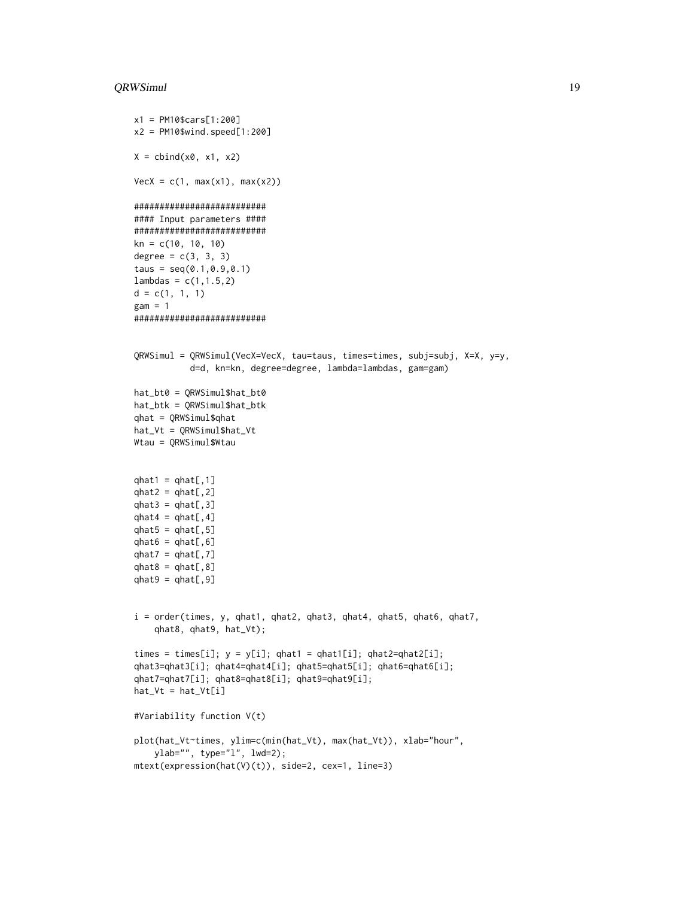```
x1 = PM10$cars[1:200]
x2 = PM10$wind.speed[1:200]

X = cbind(x0, x1, x2)

VecX = c(1, max(x1), max(x2))

##########################
#### Input parameters ####
##########################
kn = c(10, 10, 10)
degree = c(3, 3, 3)
taus = seq(0.1,0.9,0.1)
lambdas = c(1,1.5,2)
d = c(1, 1, 1)
gam = 1
##########################


QRWSimul = QRWSimul(VecX=VecX, tau=taus, times=times, subj=subj, X=X, y=y,
           d=d, kn=kn, degree=degree, lambda=lambdas, gam=gam)

hat_bt0 = QRWSimul$hat_bt0
hat_btk = QRWSimul$hat_btk
qhat = QRWSimul$qhat
hat_Vt = QRWSimul$hat_Vt
Wtau = QRWSimul$Wtau


qhat1 = qhat[,1]
qhat2 = qhat[,2]
qhat3 = qhat[,3]
qhat4 = qhat[,4]
qhat5 = qhat[,5]
qhat6 = qhat[,6]
qhat7 = qhat[,7]
qhat8 = qhat[,8]
qhat9 = qhat[,9]


i = order(times, y, qhat1, qhat2, qhat3, qhat4, qhat5, qhat6, qhat7,
    qhat8, qhat9, hat_Vt);

times = times[i]; y = y[i]; qhat1 = qhat1[i]; qhat2=qhat2[i];
qhat3=qhat3[i]; qhat4=qhat4[i]; qhat5=qhat5[i]; qhat6=qhat6[i];
qhat7=qhat7[i]; qhat8=qhat8[i]; qhat9=qhat9[i];
hat_Vt = hat_Vt[i]

#Variability function V(t)

plot(hat_Vt~times, ylim=c(min(hat_Vt), max(hat_Vt)), xlab="hour",
    ylab="", type="l", lwd=2);
mtext(expression(hat(V)(t)), side=2, cex=1, line=3)
```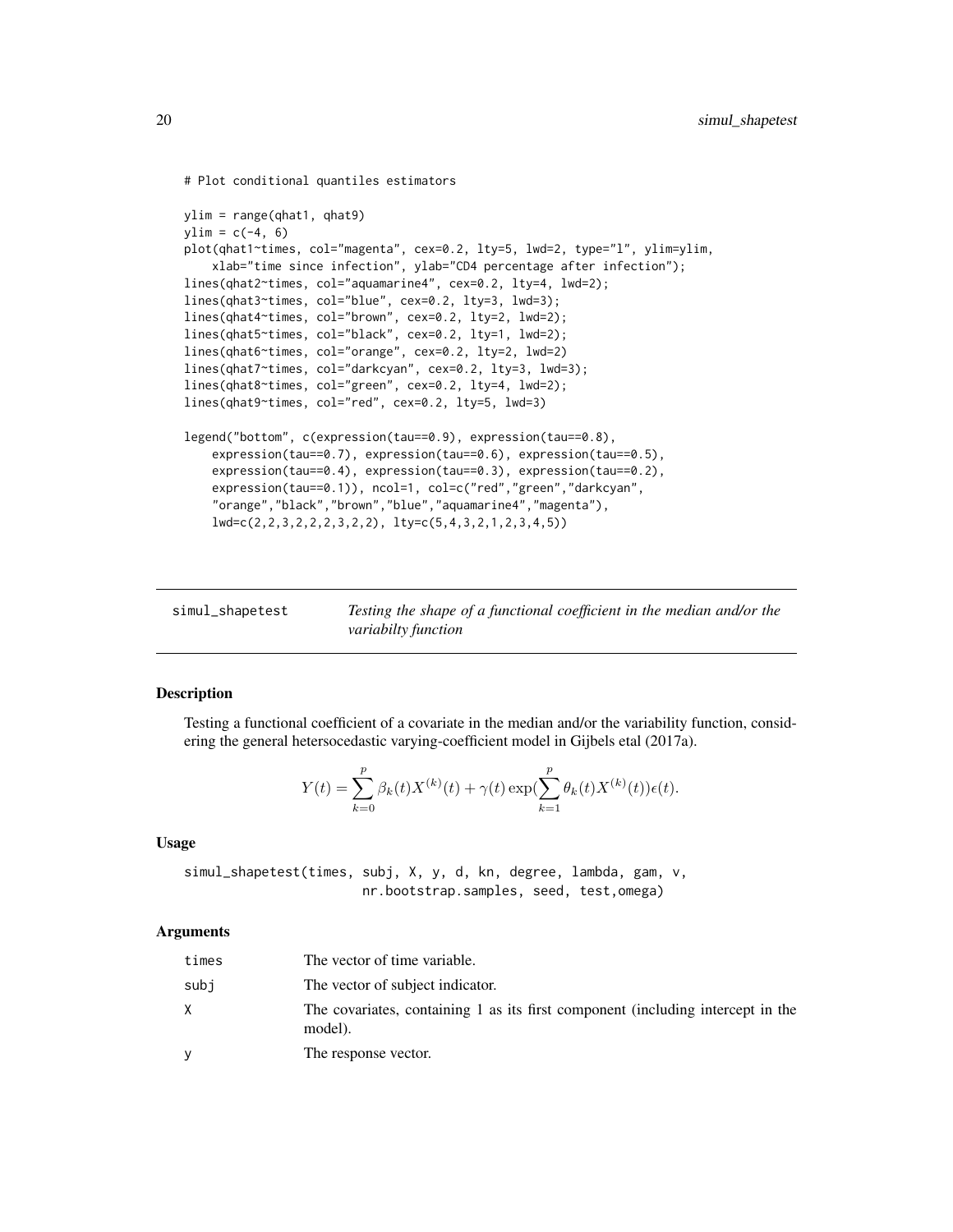```
# Plot conditional quantiles estimators

ylim = range(qhat1, qhat9)
ylim = c(-4, 6)
plot(qhat1~times, col="magenta", cex=0.2, lty=5, lwd=2, type="l", ylim=ylim,
    xlab="time since infection", ylab="CD4 percentage after infection");
lines(qhat2~times, col="aquamarine4", cex=0.2, lty=4, lwd=2);
lines(qhat3~times, col="blue", cex=0.2, lty=3, lwd=3);
lines(qhat4~times, col="brown", cex=0.2, lty=2, lwd=2);
lines(qhat5~times, col="black", cex=0.2, lty=1, lwd=2);
lines(qhat6~times, col="orange", cex=0.2, lty=2, lwd=2)
lines(qhat7~times, col="darkcyan", cex=0.2, lty=3, lwd=3);
lines(qhat8~times, col="green", cex=0.2, lty=4, lwd=2);
lines(qhat9~times, col="red", cex=0.2, lty=5, lwd=3)

legend("bottom", c(expression(tau==0.9), expression(tau==0.8),
    expression(tau==0.7), expression(tau==0.6), expression(tau==0.5),
    expression(tau==0.4), expression(tau==0.3), expression(tau==0.2),
    expression(tau==0.1)), ncol=1, col=c("red","green","darkcyan",
    "orange","black","brown","blue","aquamarine4","magenta"),
    lwd=c(2,2,3,2,2,2,3,2,2), lty=c(5,4,3,2,1,2,3,4,5))
```

## simul_shapetest — *Testing the shape of a functional coefficient in the median and/or the variabilty function*

### Description

Testing a functional coefficient of a covariate in the median and/or the variability function, considering the general hetersocedastic varying-coefficient model in Gijbels etal (2017a).

$$Y(t) = \sum_{k=0}^{p} \beta_k(t) X^{(k)}(t) + \gamma(t) \exp(\sum_{k=1}^{p} \theta_k(t) X^{(k)}(t)) \epsilon(t).$$

### Usage

```
simul_shapetest(times, subj, X, y, d, kn, degree, lambda, gam, v,
                        nr.bootstrap.samples, seed, test,omega)
```

### Arguments

| | |
|---|---|
| times | The vector of time variable. |
| subj | The vector of subject indicator. |
| X | The covariates, containing 1 as its first component (including intercept in the model). |
| y | The response vector. |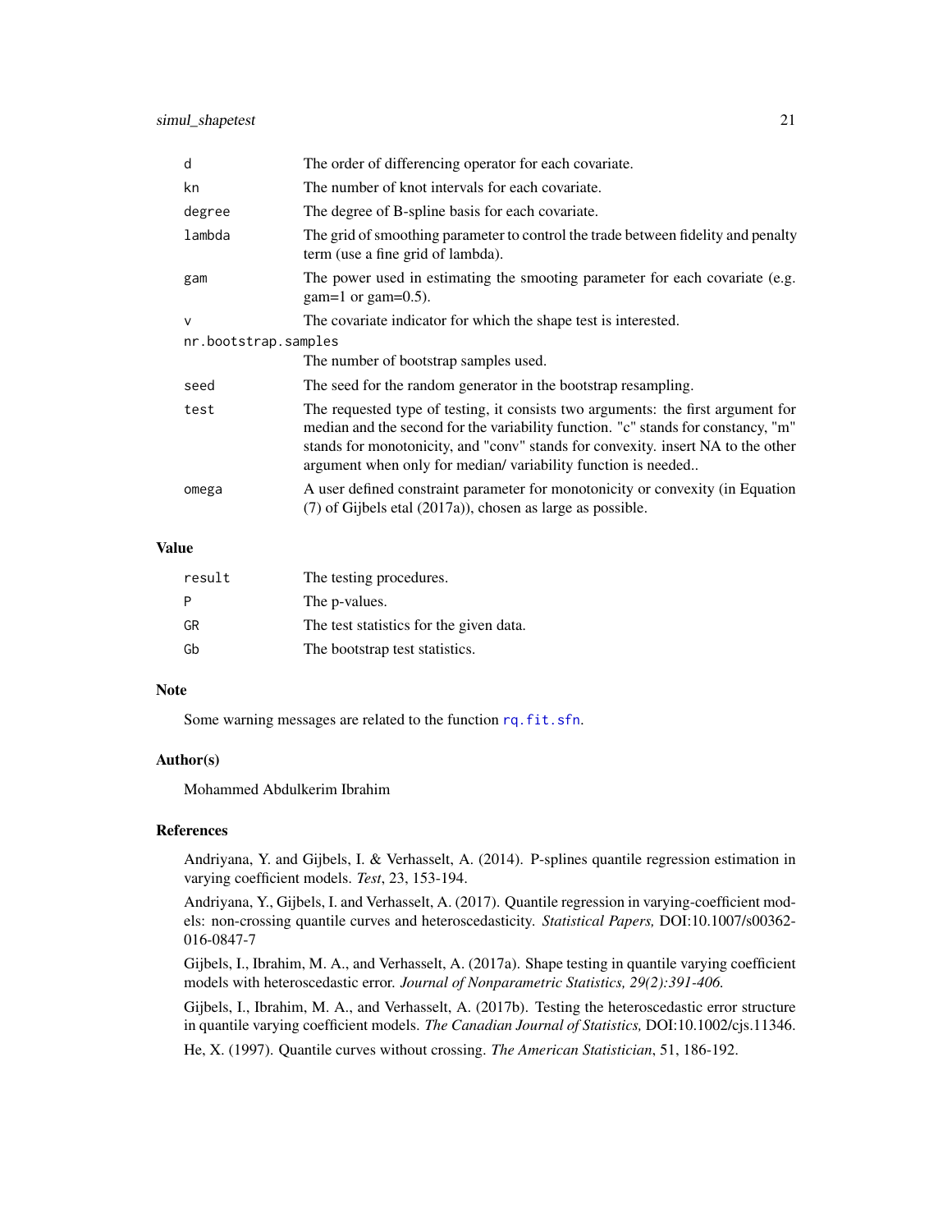| | |
|---|---|
| d | The order of differencing operator for each covariate. |
| kn | The number of knot intervals for each covariate. |
| degree | The degree of B-spline basis for each covariate. |
| lambda | The grid of smoothing parameter to control the trade between fidelity and penalty term (use a fine grid of lambda). |
| gam | The power used in estimating the smooting parameter for each covariate (e.g. gam=1 or gam=0.5). |
| v | The covariate indicator for which the shape test is interested. |
| nr.bootstrap.samples | The number of bootstrap samples used. |
| seed | The seed for the random generator in the bootstrap resampling. |
| test | The requested type of testing, it consists two arguments: the first argument for median and the second for the variability function. "c" stands for constancy, "m" stands for monotonicity, and "conv" stands for convexity. insert NA to the other argument when only for median/ variability function is needed.. |
| omega | A user defined constraint parameter for monotonicity or convexity (in Equation (7) of Gijbels etal (2017a)), chosen as large as possible. |

## Value

| | |
|---|---|
| result | The testing procedures. |
| P | The p-values. |
| GR | The test statistics for the given data. |
| Gb | The bootstrap test statistics. |

## Note

Some warning messages are related to the function `rq.fit.sfn`.

## Author(s)

Mohammed Abdulkerim Ibrahim

## References

Andriyana, Y. and Gijbels, I. & Verhasselt, A. (2014). P-splines quantile regression estimation in varying coefficient models. *Test*, 23, 153-194.

Andriyana, Y., Gijbels, I. and Verhasselt, A. (2017). Quantile regression in varying-coefficient models: non-crossing quantile curves and heteroscedasticity. *Statistical Papers,* DOI:10.1007/s00362-016-0847-7

Gijbels, I., Ibrahim, M. A., and Verhasselt, A. (2017a). Shape testing in quantile varying coefficient models with heteroscedastic error. *Journal of Nonparametric Statistics, 29(2):391-406.*

Gijbels, I., Ibrahim, M. A., and Verhasselt, A. (2017b). Testing the heteroscedastic error structure in quantile varying coefficient models. *The Canadian Journal of Statistics,* DOI:10.1002/cjs.11346.

He, X. (1997). Quantile curves without crossing. *The American Statistician*, 51, 186-192.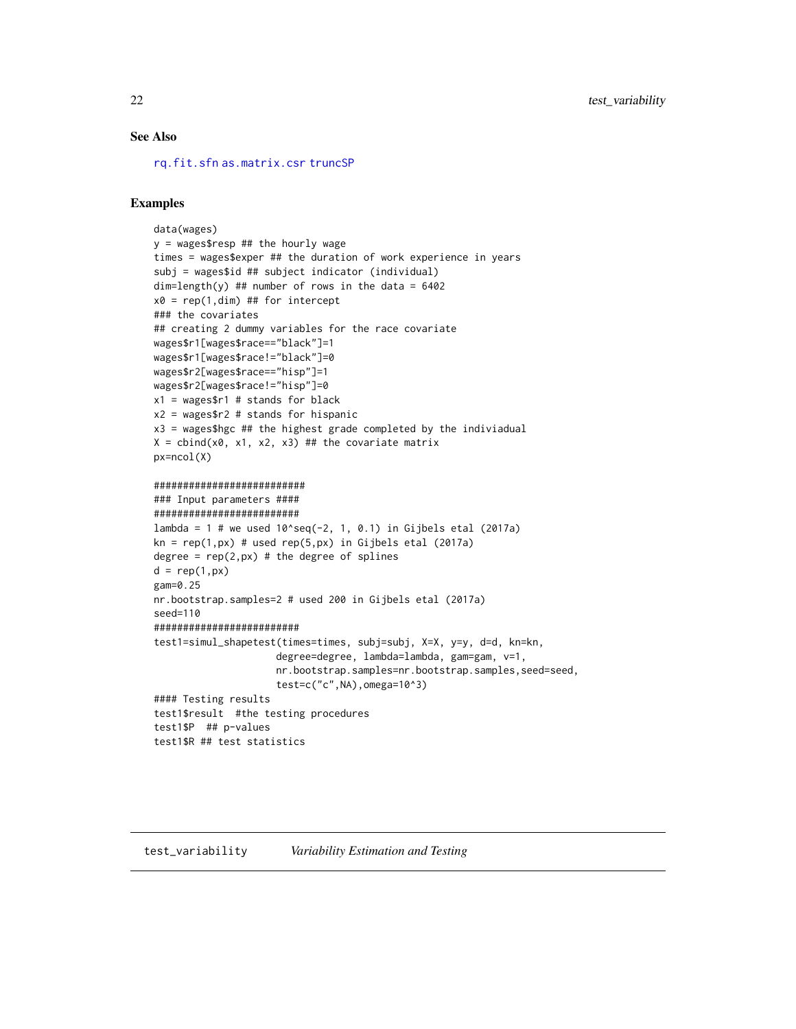## See Also

rq.fit.sfn as.matrix.csr truncSP

## Examples

```
data(wages)
y = wages$resp ## the hourly wage
times = wages$exper ## the duration of work experience in years
subj = wages$id ## subject indicator (individual)
dim=length(y) ## number of rows in the data = 6402
x0 = rep(1,dim) ## for intercept
### the covariates
## creating 2 dummy variables for the race covariate
wages$r1[wages$race=="black"]=1
wages$r1[wages$race!="black"]=0
wages$r2[wages$race=="hisp"]=1
wages$r2[wages$race!="hisp"]=0
x1 = wages$r1 # stands for black
x2 = wages$r2 # stands for hispanic
x3 = wages$hgc ## the highest grade completed by the indiviadual
X = cbind(x0, x1, x2, x3) ## the covariate matrix
px=ncol(X)

##########################
### Input parameters ####
#########################
lambda = 1 # we used 10^seq(-2, 1, 0.1) in Gijbels etal (2017a)
kn = rep(1,px) # used rep(5,px) in Gijbels etal (2017a)
degree = rep(2,px) # the degree of splines
d = rep(1,px)
gam=0.25
nr.bootstrap.samples=2 # used 200 in Gijbels etal (2017a)
seed=110
#########################
test1=simul_shapetest(times=times, subj=subj, X=X, y=y, d=d, kn=kn,
                     degree=degree, lambda=lambda, gam=gam, v=1,
                     nr.bootstrap.samples=nr.bootstrap.samples,seed=seed,
                     test=c("c",NA),omega=10^3)
#### Testing results
test1$result  #the testing procedures
test1$P  ## p-values
test1$R ## test statistics
```

---

test_variability    *Variability Estimation and Testing*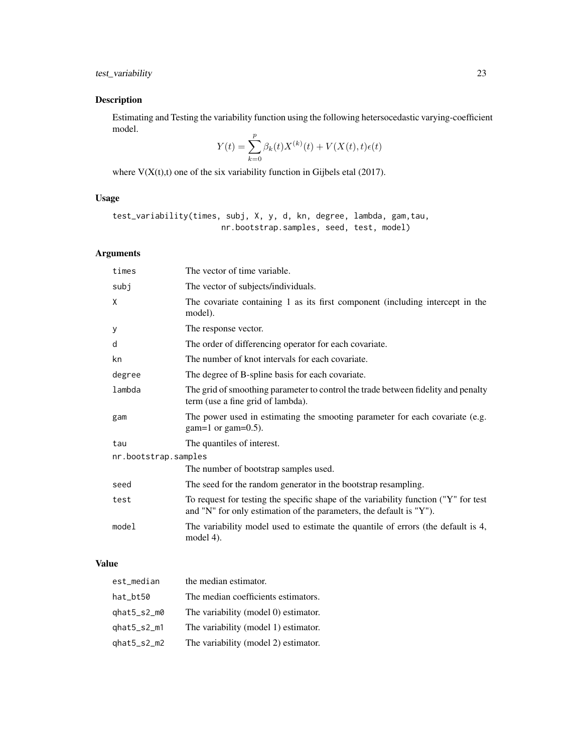## Description

Estimating and Testing the variability function using the following hetersocedastic varying-coefficient model.

$$Y(t) = \sum_{k=0}^{p} \beta_k(t) X^{(k)}(t) + V(X(t), t)\epsilon(t)$$

where V(X(t),t) one of the six variability function in Gijbels etal (2017).

## Usage

```
test_variability(times, subj, X, y, d, kn, degree, lambda, gam,tau,
                        nr.bootstrap.samples, seed, test, model)
```

## Arguments

| | |
|---|---|
| times | The vector of time variable. |
| subj | The vector of subjects/individuals. |
| X | The covariate containing 1 as its first component (including intercept in the model). |
| y | The response vector. |
| d | The order of differencing operator for each covariate. |
| kn | The number of knot intervals for each covariate. |
| degree | The degree of B-spline basis for each covariate. |
| lambda | The grid of smoothing parameter to control the trade between fidelity and penalty term (use a fine grid of lambda). |
| gam | The power used in estimating the smooting parameter for each covariate (e.g. gam=1 or gam=0.5). |
| tau | The quantiles of interest. |
| nr.bootstrap.samples | The number of bootstrap samples used. |
| seed | The seed for the random generator in the bootstrap resampling. |
| test | To request for testing the specific shape of the variability function ("Y" for test and "N" for only estimation of the parameters, the default is "Y"). |
| model | The variability model used to estimate the quantile of errors (the default is 4, model 4). |

## Value

| | |
|---|---|
| est_median | the median estimator. |
| hat_bt50 | The median coefficients estimators. |
| qhat5_s2_m0 | The variability (model 0) estimator. |
| qhat5_s2_m1 | The variability (model 1) estimator. |
| qhat5_s2_m2 | The variability (model 2) estimator. |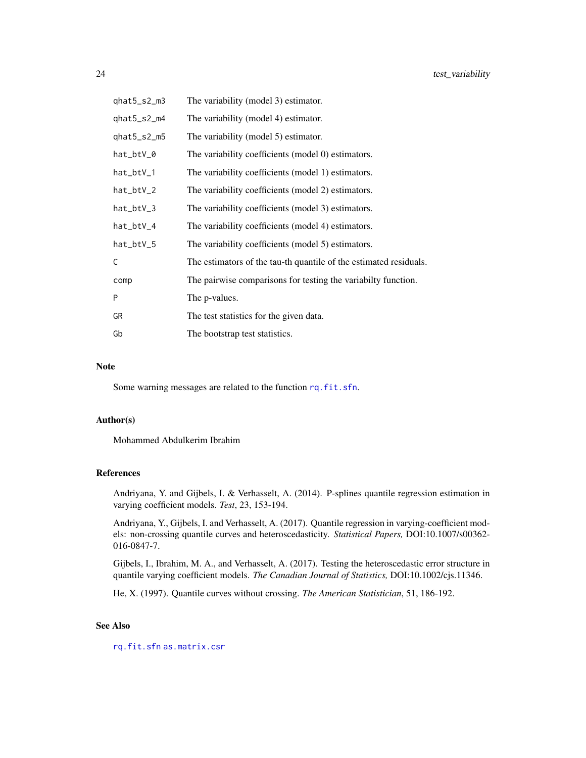| | |
|---|---|
| qhat5_s2_m3 | The variability (model 3) estimator. |
| qhat5_s2_m4 | The variability (model 4) estimator. |
| qhat5_s2_m5 | The variability (model 5) estimator. |
| hat_btV_0 | The variability coefficients (model 0) estimators. |
| hat_btV_1 | The variability coefficients (model 1) estimators. |
| hat_btV_2 | The variability coefficients (model 2) estimators. |
| hat_btV_3 | The variability coefficients (model 3) estimators. |
| hat_btV_4 | The variability coefficients (model 4) estimators. |
| hat_btV_5 | The variability coefficients (model 5) estimators. |
| C | The estimators of the tau-th quantile of the estimated residuals. |
| comp | The pairwise comparisons for testing the variabilty function. |
| P | The p-values. |
| GR | The test statistics for the given data. |
| Gb | The bootstrap test statistics. |

## Note

Some warning messages are related to the function `rq.fit.sfn`.

## Author(s)

Mohammed Abdulkerim Ibrahim

## References

Andriyana, Y. and Gijbels, I. & Verhasselt, A. (2014). P-splines quantile regression estimation in varying coefficient models. *Test*, 23, 153-194.

Andriyana, Y., Gijbels, I. and Verhasselt, A. (2017). Quantile regression in varying-coefficient models: non-crossing quantile curves and heteroscedasticity. *Statistical Papers,* DOI:10.1007/s00362-016-0847-7.

Gijbels, I., Ibrahim, M. A., and Verhasselt, A. (2017). Testing the heteroscedastic error structure in quantile varying coefficient models. *The Canadian Journal of Statistics,* DOI:10.1002/cjs.11346.

He, X. (1997). Quantile curves without crossing. *The American Statistician*, 51, 186-192.

## See Also

`rq.fit.sfn` `as.matrix.csr`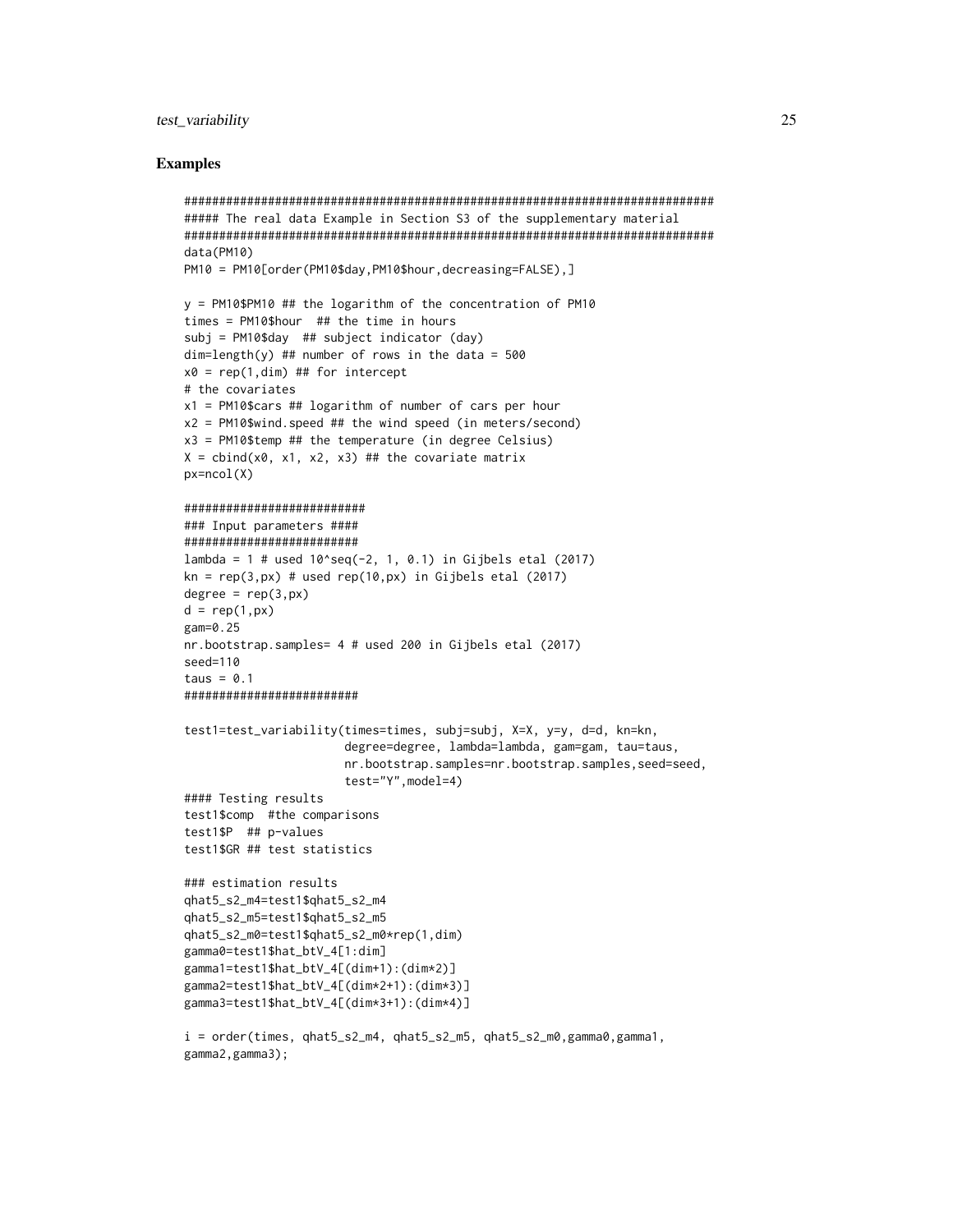## Examples

```
###########################################################################
##### The real data Example in Section S3 of the supplementary material
###########################################################################
data(PM10)
PM10 = PM10[order(PM10$day,PM10$hour,decreasing=FALSE),]

y = PM10$PM10 ## the logarithm of the concentration of PM10
times = PM10$hour  ## the time in hours
subj = PM10$day  ## subject indicator (day)
dim=length(y) ## number of rows in the data = 500
x0 = rep(1,dim) ## for intercept
# the covariates
x1 = PM10$cars ## logarithm of number of cars per hour
x2 = PM10$wind.speed ## the wind speed (in meters/second)
x3 = PM10$temp ## the temperature (in degree Celsius)
X = cbind(x0, x1, x2, x3) ## the covariate matrix
px=ncol(X)

#########################
### Input parameters ####
########################
lambda = 1 # used 10^seq(-2, 1, 0.1) in Gijbels etal (2017)
kn = rep(3,px) # used rep(10,px) in Gijbels etal (2017)
degree = rep(3,px)
d = rep(1,px)
gam=0.25
nr.bootstrap.samples= 4 # used 200 in Gijbels etal (2017)
seed=110
taus = 0.1
########################

test1=test_variability(times=times, subj=subj, X=X, y=y, d=d, kn=kn,
                       degree=degree, lambda=lambda, gam=gam, tau=taus,
                       nr.bootstrap.samples=nr.bootstrap.samples,seed=seed,
                       test="Y",model=4)
#### Testing results
test1$comp  #the comparisons
test1$P  ## p-values
test1$GR ## test statistics

### estimation results
qhat5_s2_m4=test1$qhat5_s2_m4
qhat5_s2_m5=test1$qhat5_s2_m5
qhat5_s2_m0=test1$qhat5_s2_m0*rep(1,dim)
gamma0=test1$hat_btV_4[1:dim]
gamma1=test1$hat_btV_4[(dim+1):(dim*2)]
gamma2=test1$hat_btV_4[(dim*2+1):(dim*3)]
gamma3=test1$hat_btV_4[(dim*3+1):(dim*4)]

i = order(times, qhat5_s2_m4, qhat5_s2_m5, qhat5_s2_m0,gamma0,gamma1,
gamma2,gamma3);
```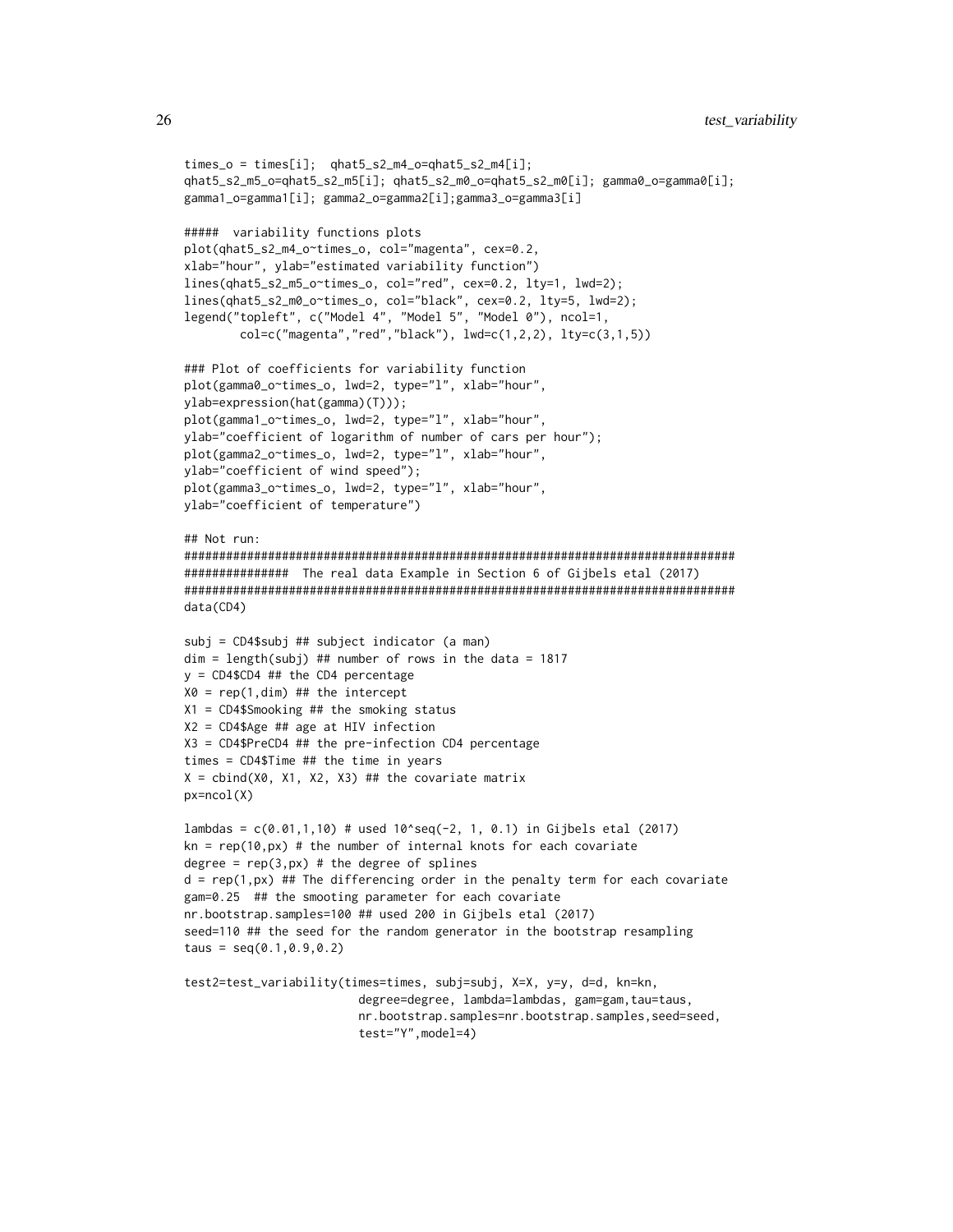```
times_o = times[i];  qhat5_s2_m4_o=qhat5_s2_m4[i];
qhat5_s2_m5_o=qhat5_s2_m5[i]; qhat5_s2_m0_o=qhat5_s2_m0[i]; gamma0_o=gamma0[i];
gamma1_o=gamma1[i]; gamma2_o=gamma2[i];gamma3_o=gamma3[i]

#####  variability functions plots
plot(qhat5_s2_m4_o~times_o, col="magenta", cex=0.2,
xlab="hour", ylab="estimated variability function")
lines(qhat5_s2_m5_o~times_o, col="red", cex=0.2, lty=1, lwd=2);
lines(qhat5_s2_m0_o~times_o, col="black", cex=0.2, lty=5, lwd=2);
legend("topleft", c("Model 4", "Model 5", "Model 0"), ncol=1,
       col=c("magenta","red","black"), lwd=c(1,2,2), lty=c(3,1,5))

### Plot of coefficients for variability function
plot(gamma0_o~times_o, lwd=2, type="l", xlab="hour",
ylab=expression(hat(gamma)(T)));
plot(gamma1_o~times_o, lwd=2, type="l", xlab="hour",
ylab="coefficient of logarithm of number of cars per hour");
plot(gamma2_o~times_o, lwd=2, type="l", xlab="hour",
ylab="coefficient of wind speed");
plot(gamma3_o~times_o, lwd=2, type="l", xlab="hour",
ylab="coefficient of temperature")

## Not run:
################################################################################
###############  The real data Example in Section 6 of Gijbels etal (2017)
################################################################################
data(CD4)

subj = CD4$subj ## subject indicator (a man)
dim = length(subj) ## number of rows in the data = 1817
y = CD4$CD4 ## the CD4 percentage
X0 = rep(1,dim) ## the intercept
X1 = CD4$Smooking ## the smoking status
X2 = CD4$Age ## age at HIV infection
X3 = CD4$PreCD4 ## the pre-infection CD4 percentage
times = CD4$Time ## the time in years
X = cbind(X0, X1, X2, X3) ## the covariate matrix
px=ncol(X)

lambdas = c(0.01,1,10) # used 10^seq(-2, 1, 0.1) in Gijbels etal (2017)
kn = rep(10,px) # the number of internal knots for each covariate
degree = rep(3,px) # the degree of splines
d = rep(1,px) ## The differencing order in the penalty term for each covariate
gam=0.25  ## the smooting parameter for each covariate
nr.bootstrap.samples=100 ## used 200 in Gijbels etal (2017)
seed=110 ## the seed for the random generator in the bootstrap resampling
taus = seq(0.1,0.9,0.2)

test2=test_variability(times=times, subj=subj, X=X, y=y, d=d, kn=kn,
                        degree=degree, lambda=lambdas, gam=gam,tau=taus,
                        nr.bootstrap.samples=nr.bootstrap.samples,seed=seed,
                        test="Y",model=4)
```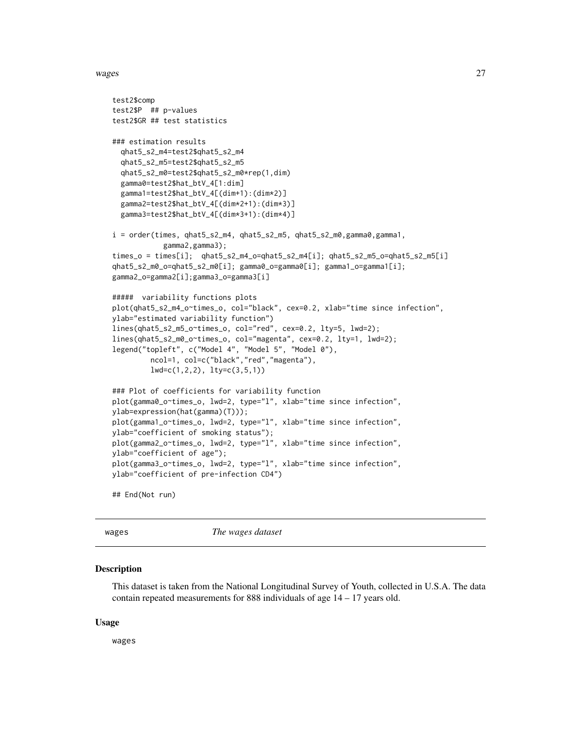```
test2$comp
test2$P  ## p-values
test2$GR ## test statistics

### estimation results
  qhat5_s2_m4=test2$qhat5_s2_m4
  qhat5_s2_m5=test2$qhat5_s2_m5
  qhat5_s2_m0=test2$qhat5_s2_m0*rep(1,dim)
  gamma0=test2$hat_btV_4[1:dim]
  gamma1=test2$hat_btV_4[(dim+1):(dim*2)]
  gamma2=test2$hat_btV_4[(dim*2+1):(dim*3)]
  gamma3=test2$hat_btV_4[(dim*3+1):(dim*4)]

i = order(times, qhat5_s2_m4, qhat5_s2_m5, qhat5_s2_m0,gamma0,gamma1,
          gamma2,gamma3);
times_o = times[i];  qhat5_s2_m4_o=qhat5_s2_m4[i]; qhat5_s2_m5_o=qhat5_s2_m5[i]
qhat5_s2_m0_o=qhat5_s2_m0[i]; gamma0_o=gamma0[i]; gamma1_o=gamma1[i];
gamma2_o=gamma2[i];gamma3_o=gamma3[i]

#####  variability functions plots
plot(qhat5_s2_m4_o~times_o, col="black", cex=0.2, xlab="time since infection",
ylab="estimated variability function")
lines(qhat5_s2_m5_o~times_o, col="red", cex=0.2, lty=5, lwd=2);
lines(qhat5_s2_m0_o~times_o, col="magenta", cex=0.2, lty=1, lwd=2);
legend("topleft", c("Model 4", "Model 5", "Model 0"),
        ncol=1, col=c("black","red","magenta"),
        lwd=c(1,2,2), lty=c(3,5,1))

### Plot of coefficients for variability function
plot(gamma0_o~times_o, lwd=2, type="l", xlab="time since infection",
ylab=expression(hat(gamma)(T)));
plot(gamma1_o~times_o, lwd=2, type="l", xlab="time since infection",
ylab="coefficient of smoking status");
plot(gamma2_o~times_o, lwd=2, type="l", xlab="time since infection",
ylab="coefficient of age");
plot(gamma3_o~times_o, lwd=2, type="l", xlab="time since infection",
ylab="coefficient of pre-infection CD4")

## End(Not run)
```

## wages — *The wages dataset*

### Description

This dataset is taken from the National Longitudinal Survey of Youth, collected in U.S.A. The data contain repeated measurements for 888 individuals of age 14 – 17 years old.

### Usage

```
wages
```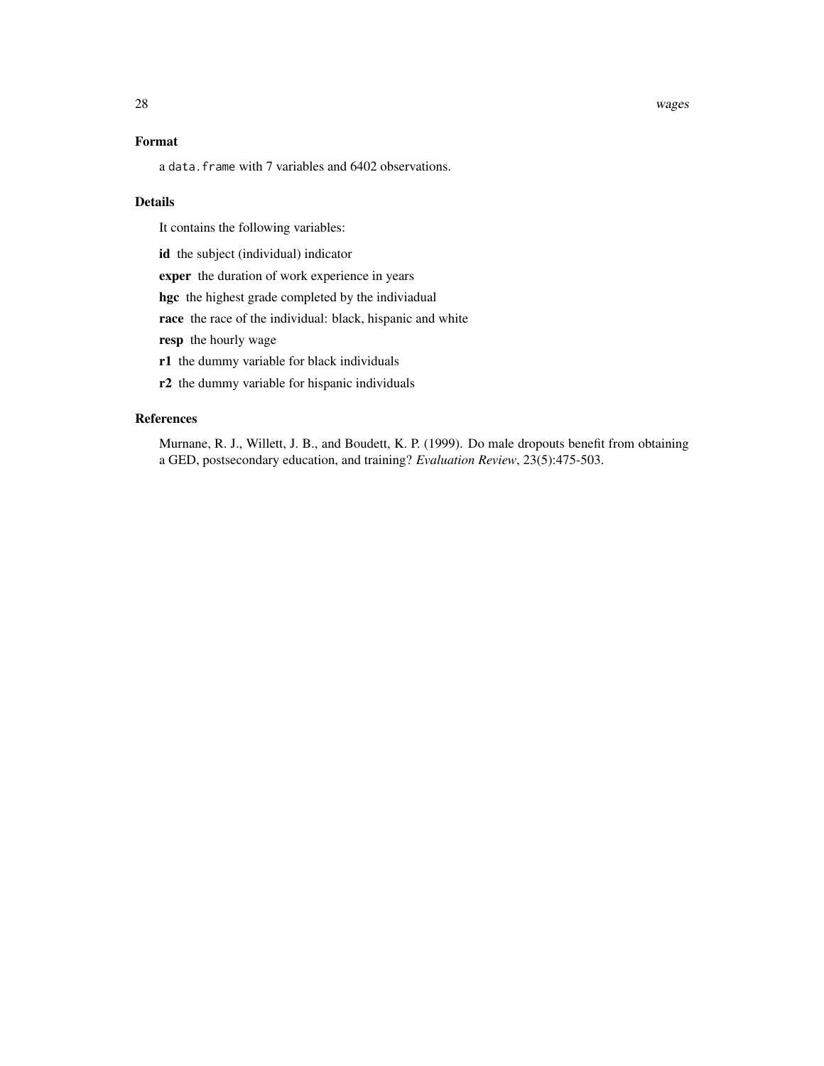### Format

a `data.frame` with 7 variables and 6402 observations.

### Details

It contains the following variables:

**id** the subject (individual) indicator

**exper** the duration of work experience in years

**hgc** the highest grade completed by the indiviadual

**race** the race of the individual: black, hispanic and white

**resp** the hourly wage

**r1** the dummy variable for black individuals

**r2** the dummy variable for hispanic individuals

### References

Murnane, R. J., Willett, J. B., and Boudett, K. P. (1999). Do male dropouts benefit from obtaining a GED, postsecondary education, and training? *Evaluation Review*, 23(5):475-503.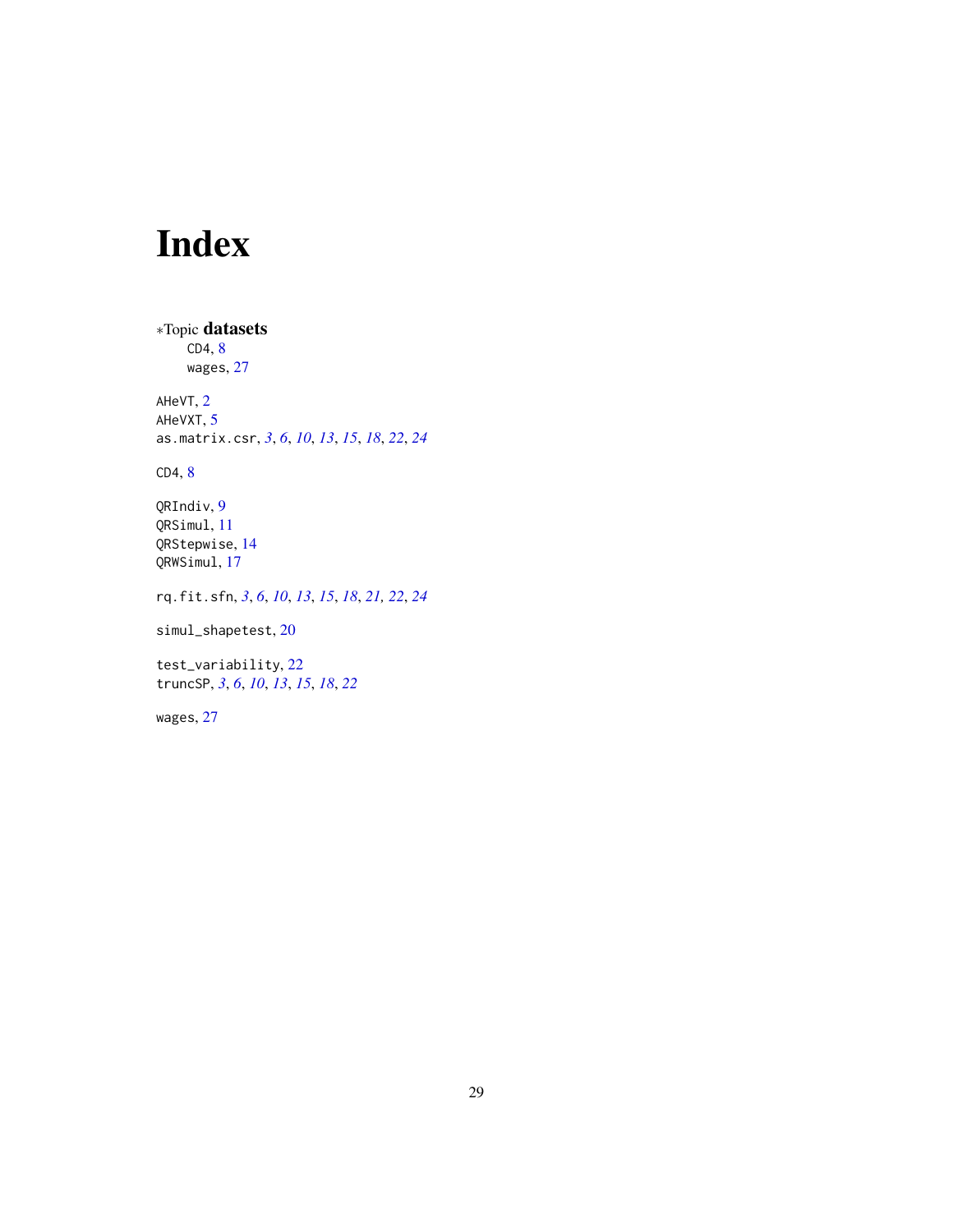# Index

*Topic **datasets**

CD4, 8
wages, 27

AHeVT, 2
AHeVXT, 5
as.matrix.csr, *3*, *6*, *10*, *13*, *15*, *18*, *22*, *24*

CD4, 8

QRIndiv, 9
QRSimul, 11
QRStepwise, 14
QRWSimul, 17

rq.fit.sfn, *3*, *6*, *10*, *13*, *15*, *18*, *21*, *22*, *24*

simul_shapetest, 20

test_variability, 22
truncSP, *3*, *6*, *10*, *13*, *15*, *18*, *22*

wages, 27